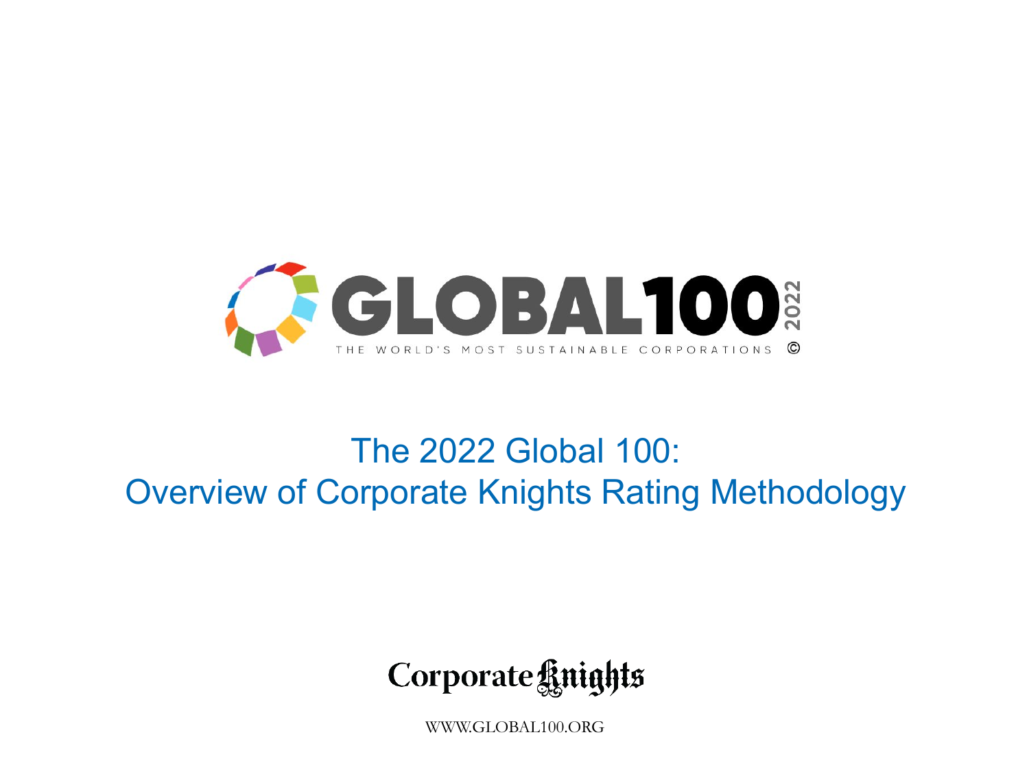# GLOBAL100 2022

THE WORLD'S MOST SUSTAINABLE CORPORATIONS ©

## The 2022 Global 100: Overview of Corporate Knights Rating Methodology

Corporate Knights

WWW.GLOBAL100.ORG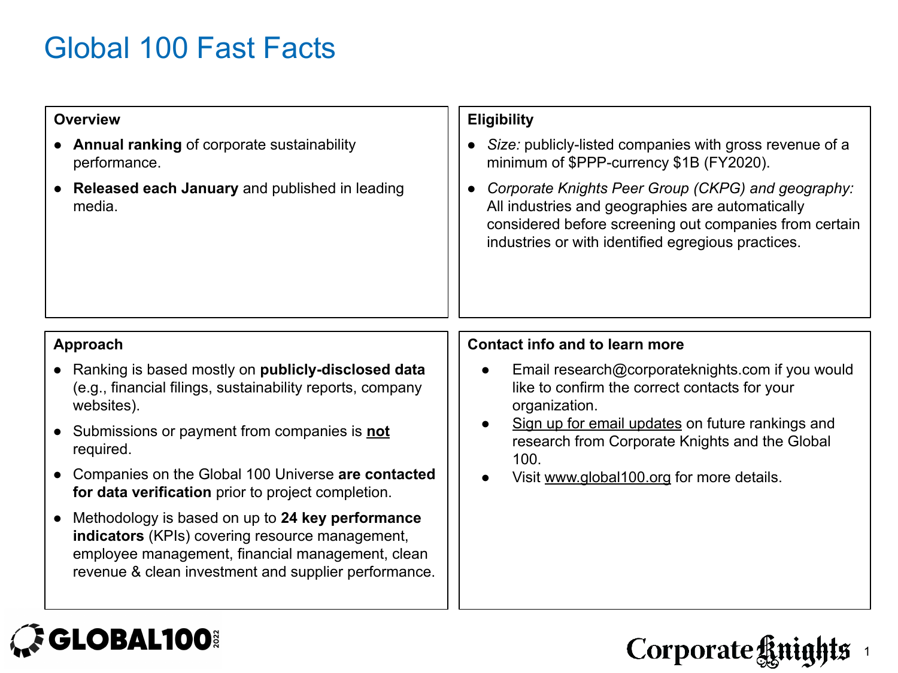# Global 100 Fast Facts

## Overview

- **Annual ranking** of corporate sustainability performance.
- **Released each January** and published in leading media.

## Eligibility

- *Size:* publicly-listed companies with gross revenue of a minimum of $PPP-currency $1B (FY2020).
- *Corporate Knights Peer Group (CKPG) and geography:* All industries and geographies are automatically considered before screening out companies from certain industries or with identified egregious practices.

## Approach

- Ranking is based mostly on **publicly-disclosed data** (e.g., financial filings, sustainability reports, company websites).
- Submissions or payment from companies is **not** required.
- Companies on the Global 100 Universe **are contacted for data verification** prior to project completion.
- Methodology is based on up to **24 key performance indicators** (KPIs) covering resource management, employee management, financial management, clean revenue & clean investment and supplier performance.

## Contact info and to learn more

- Email research@corporateknights.com if you would like to confirm the correct contacts for your organization.
- Sign up for email updates on future rankings and research from Corporate Knights and the Global 100.
- Visit www.global100.org for more details.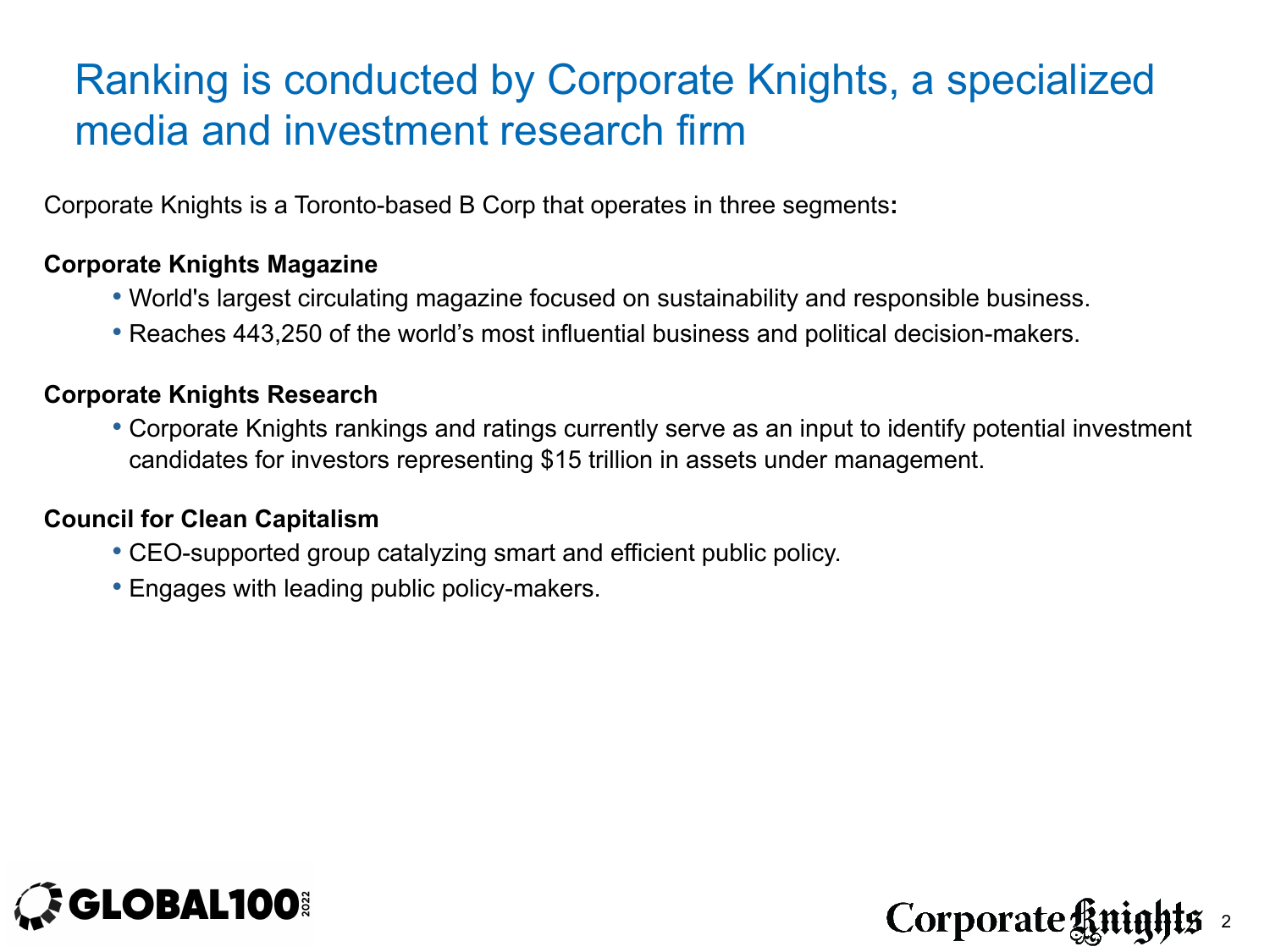# Ranking is conducted by Corporate Knights, a specialized media and investment research firm

Corporate Knights is a Toronto-based B Corp that operates in three segments**:**

**Corporate Knights Magazine**

- World's largest circulating magazine focused on sustainability and responsible business.
- Reaches 443,250 of the world's most influential business and political decision-makers.

**Corporate Knights Research**

- Corporate Knights rankings and ratings currently serve as an input to identify potential investment candidates for investors representing $15 trillion in assets under management.

**Council for Clean Capitalism**

- CEO-supported group catalyzing smart and efficient public policy.
- Engages with leading public policy-makers.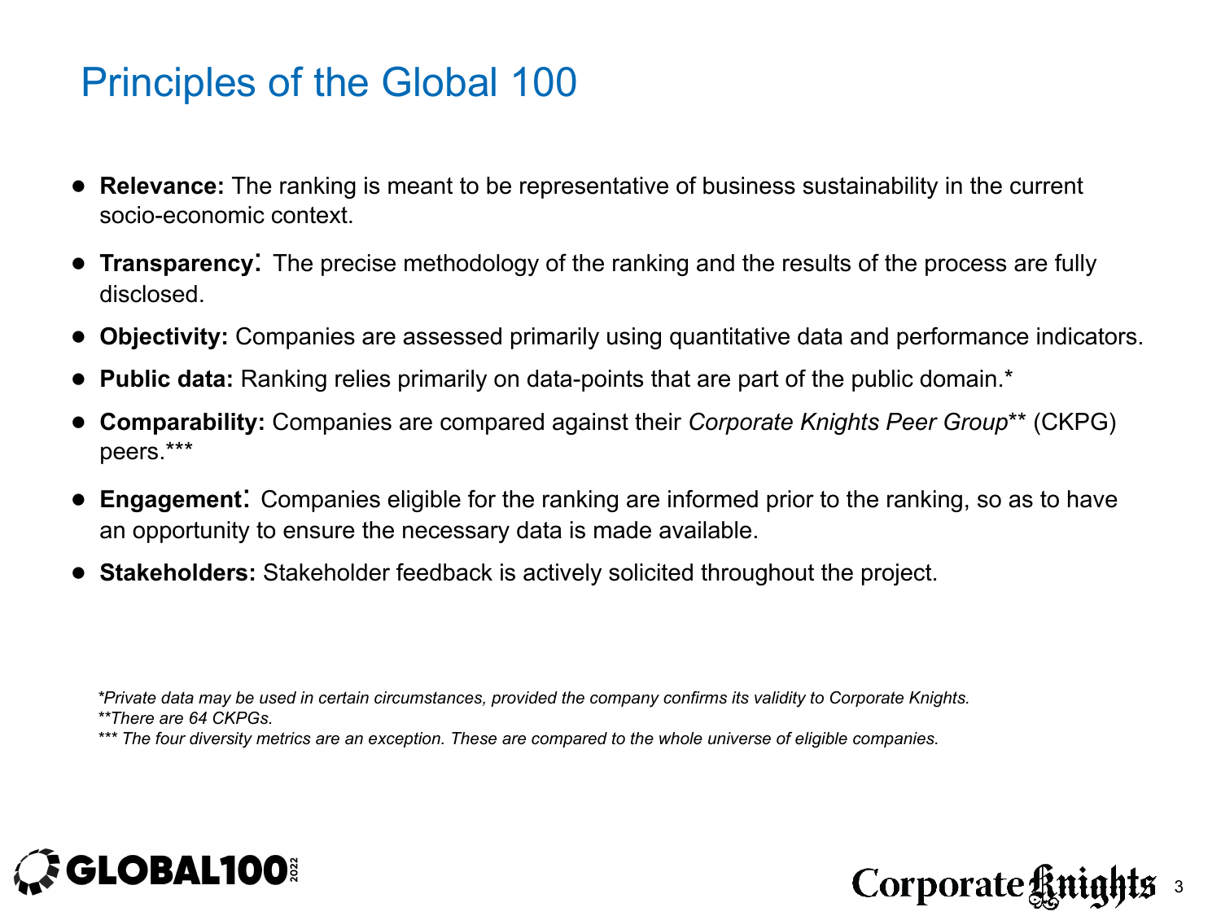# Principles of the Global 100

- **Relevance:** The ranking is meant to be representative of business sustainability in the current socio-economic context.
- **Transparency:** The precise methodology of the ranking and the results of the process are fully disclosed.
- **Objectivity:** Companies are assessed primarily using quantitative data and performance indicators.
- **Public data:** Ranking relies primarily on data-points that are part of the public domain.*
- **Comparability:** Companies are compared against their *Corporate Knights Peer Group*** (CKPG) peers.***
- **Engagement:** Companies eligible for the ranking are informed prior to the ranking, so as to have an opportunity to ensure the necessary data is made available.
- **Stakeholders:** Stakeholder feedback is actively solicited throughout the project.

*\*Private data may be used in certain circumstances, provided the company confirms its validity to Corporate Knights.*
*\*\*There are 64 CKPGs.*
*\*\*\* The four diversity metrics are an exception. These are compared to the whole universe of eligible companies.*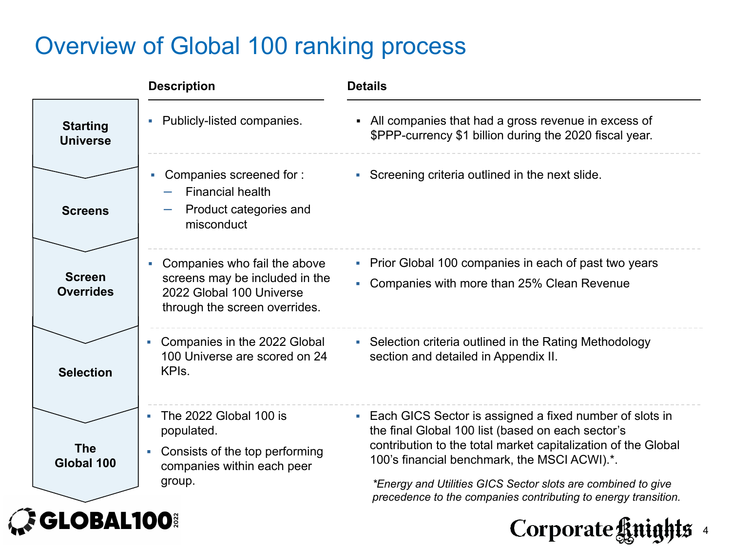# Overview of Global 100 ranking process

| Stage | Description | Details |
| --- | --- | --- |
| **Starting Universe** | ▪ Publicly-listed companies. | ▪ All companies that had a gross revenue in excess of $PPP-currency $1 billion during the 2020 fiscal year. |
| **Screens** | ▪ Companies screened for :<br>– Financial health<br>– Product categories and misconduct | ▪ Screening criteria outlined in the next slide. |
| **Screen Overrides** | ▪ Companies who fail the above screens may be included in the 2022 Global 100 Universe through the screen overrides. | ▪ Prior Global 100 companies in each of past two years<br>▪ Companies with more than 25% Clean Revenue |
| **Selection** | ▪ Companies in the 2022 Global 100 Universe are scored on 24 KPIs. | ▪ Selection criteria outlined in the Rating Methodology section and detailed in Appendix II. |
| **The Global 100** | ▪ The 2022 Global 100 is populated.<br>▪ Consists of the top performing companies within each peer group. | ▪ Each GICS Sector is assigned a fixed number of slots in the final Global 100 list (based on each sector's contribution to the total market capitalization of the Global 100's financial benchmark, the MSCI ACWI).*.<br>*\*Energy and Utilities GICS Sector slots are combined to give precedence to the companies contributing to energy transition.* |

GLOBAL100 2022

Corporate Knights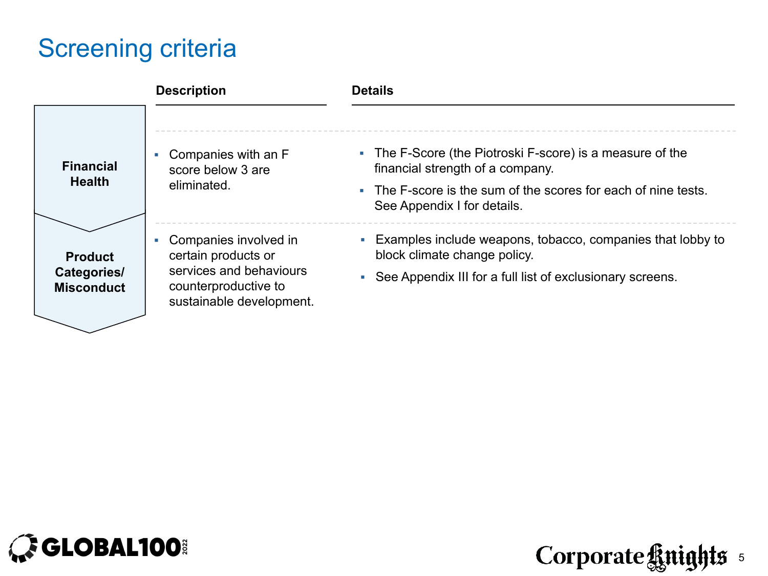# Screening criteria

| | Description | Details |
|---|---|---|
| **Financial Health** | Companies with an F score below 3 are eliminated. | The F-Score (the Piotroski F-score) is a measure of the financial strength of a company.<br>The F-score is the sum of the scores for each of nine tests. See Appendix I for details. |
| **Product Categories/ Misconduct** | Companies involved in certain products or services and behaviours counterproductive to sustainable development. | Examples include weapons, tobacco, companies that lobby to block climate change policy.<br>See Appendix III for a full list of exclusionary screens. |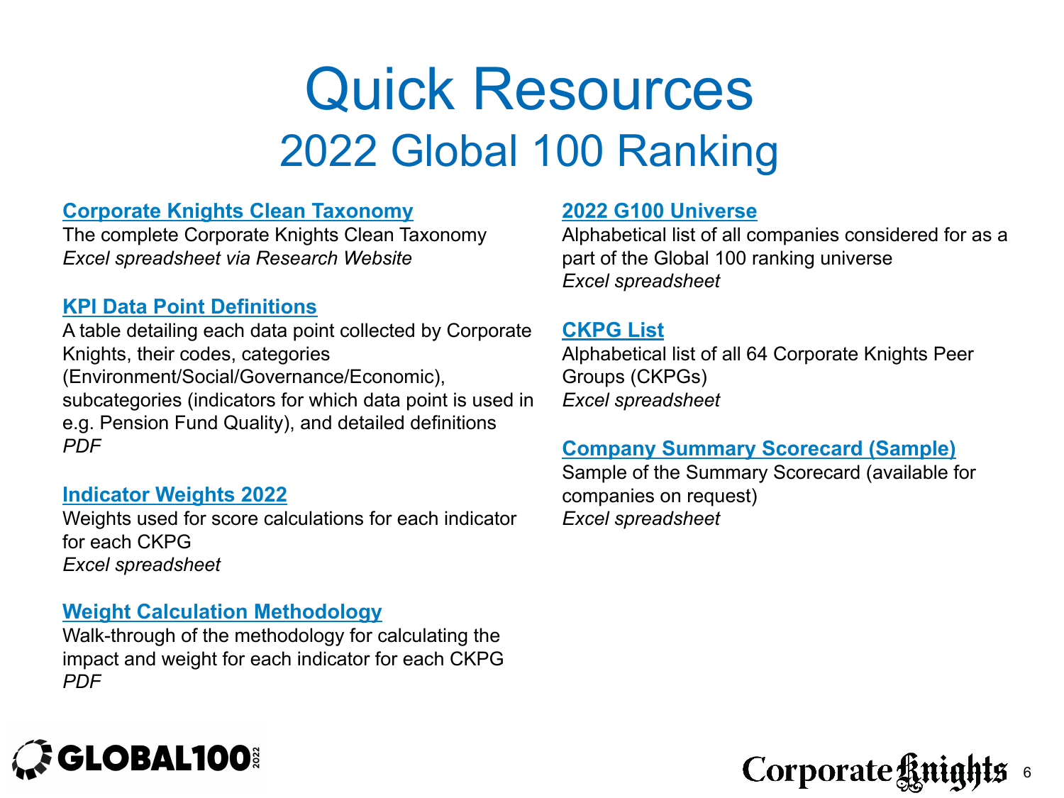# Quick Resources
## 2022 Global 100 Ranking

**Corporate Knights Clean Taxonomy**
The complete Corporate Knights Clean Taxonomy
*Excel spreadsheet via Research Website*

**KPI Data Point Definitions**
A table detailing each data point collected by Corporate Knights, their codes, categories (Environment/Social/Governance/Economic), subcategories (indicators for which data point is used in e.g. Pension Fund Quality), and detailed definitions
*PDF*

**Indicator Weights 2022**
Weights used for score calculations for each indicator for each CKPG
*Excel spreadsheet*

**Weight Calculation Methodology**
Walk-through of the methodology for calculating the impact and weight for each indicator for each CKPG
*PDF*

**2022 G100 Universe**
Alphabetical list of all companies considered for as a part of the Global 100 ranking universe
*Excel spreadsheet*

**CKPG List**
Alphabetical list of all 64 Corporate Knights Peer Groups (CKPGs)
*Excel spreadsheet*

**Company Summary Scorecard (Sample)**
Sample of the Summary Scorecard (available for companies on request)
*Excel spreadsheet*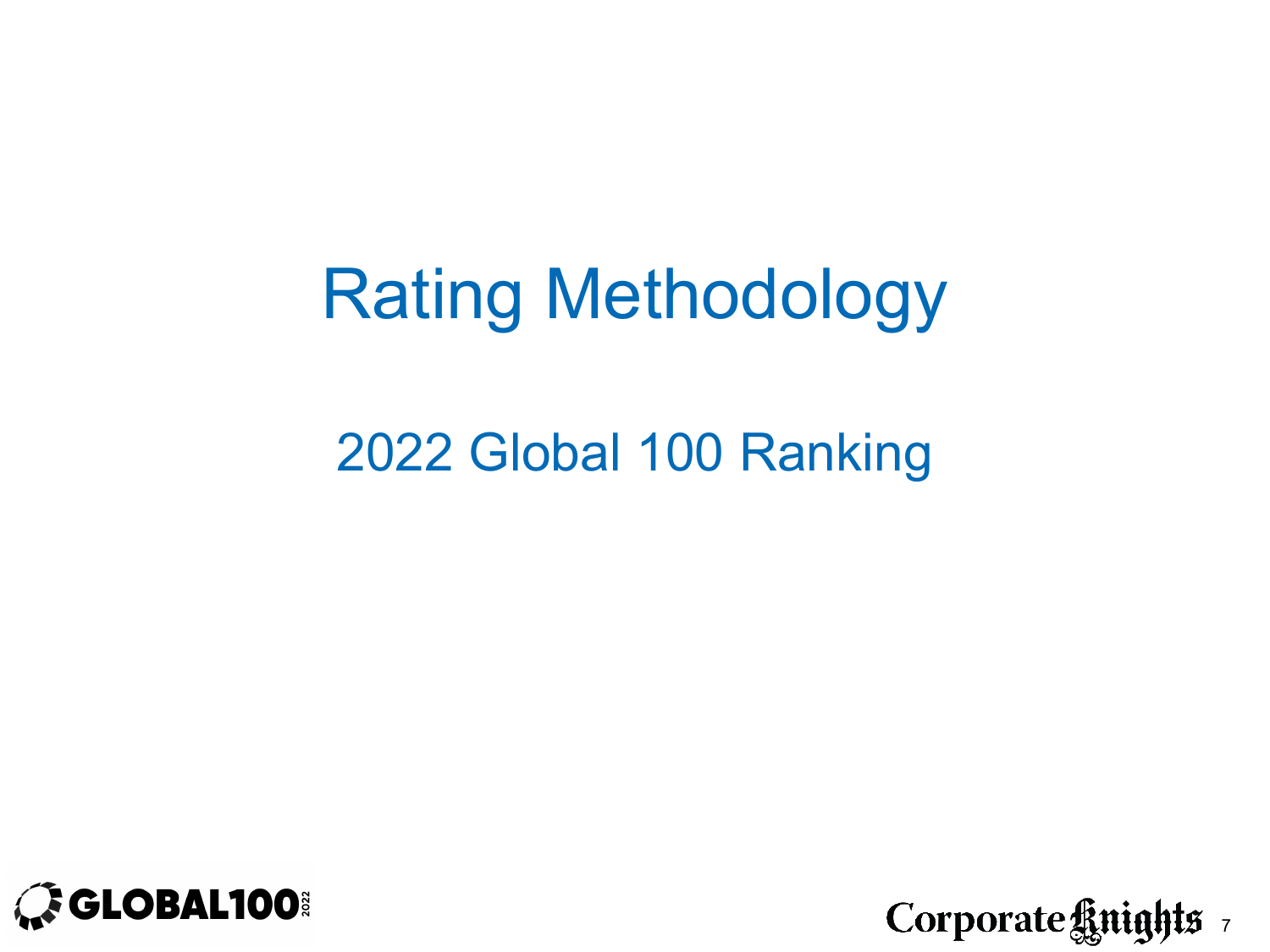# Rating Methodology

## 2022 Global 100 Ranking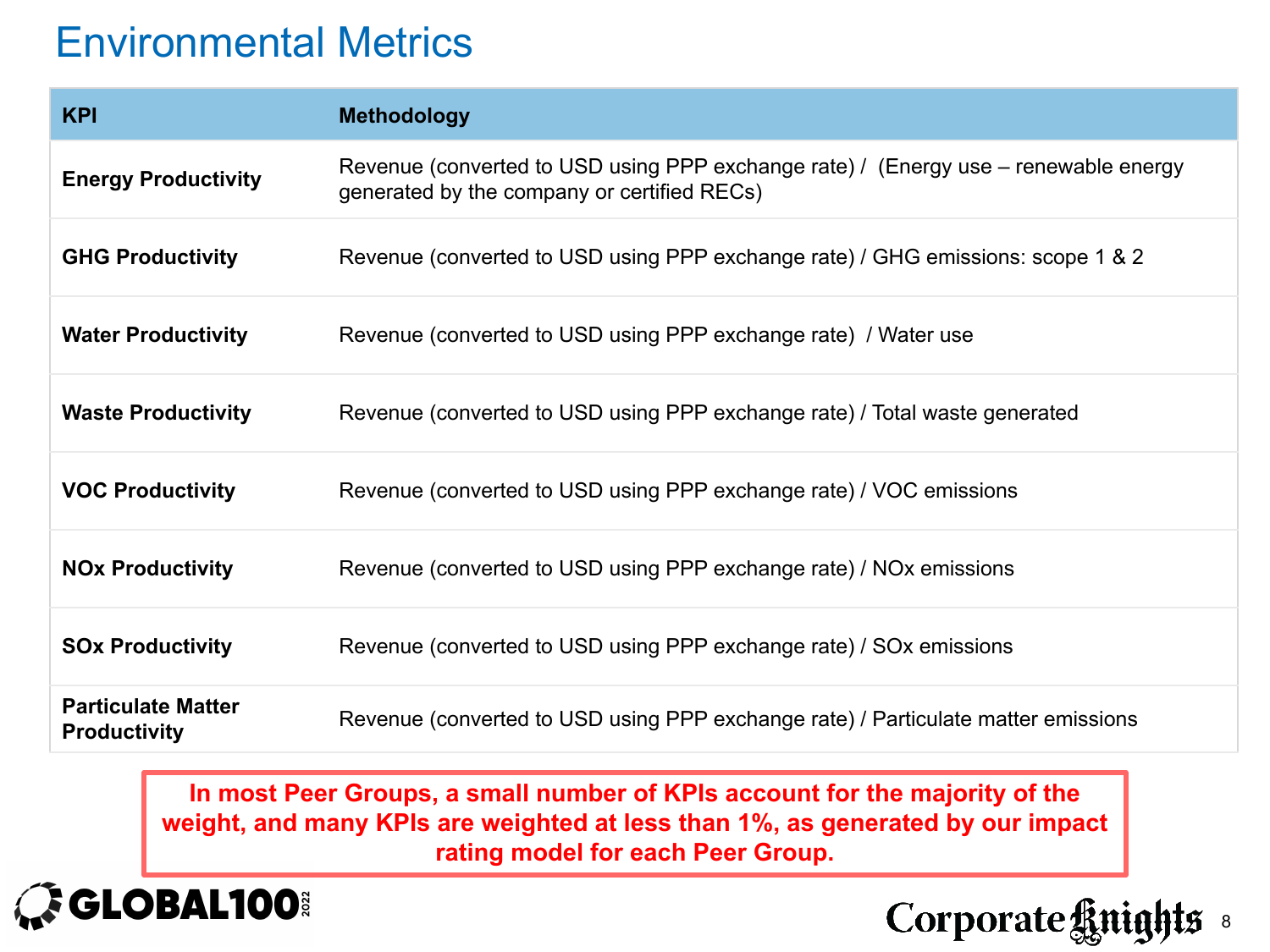# Environmental Metrics

| KPI | Methodology |
|---|---|
| **Energy Productivity** | Revenue (converted to USD using PPP exchange rate) / (Energy use – renewable energy generated by the company or certified RECs) |
| **GHG Productivity** | Revenue (converted to USD using PPP exchange rate) / GHG emissions: scope 1 & 2 |
| **Water Productivity** | Revenue (converted to USD using PPP exchange rate) / Water use |
| **Waste Productivity** | Revenue (converted to USD using PPP exchange rate) / Total waste generated |
| **VOC Productivity** | Revenue (converted to USD using PPP exchange rate) / VOC emissions |
| **NOx Productivity** | Revenue (converted to USD using PPP exchange rate) / NOx emissions |
| **SOx Productivity** | Revenue (converted to USD using PPP exchange rate) / SOx emissions |
| **Particulate Matter Productivity** | Revenue (converted to USD using PPP exchange rate) / Particulate matter emissions |

**In most Peer Groups, a small number of KPIs account for the majority of the weight, and many KPIs are weighted at less than 1%, as generated by our impact rating model for each Peer Group.**

GLOBAL100 2022

Corporate Knights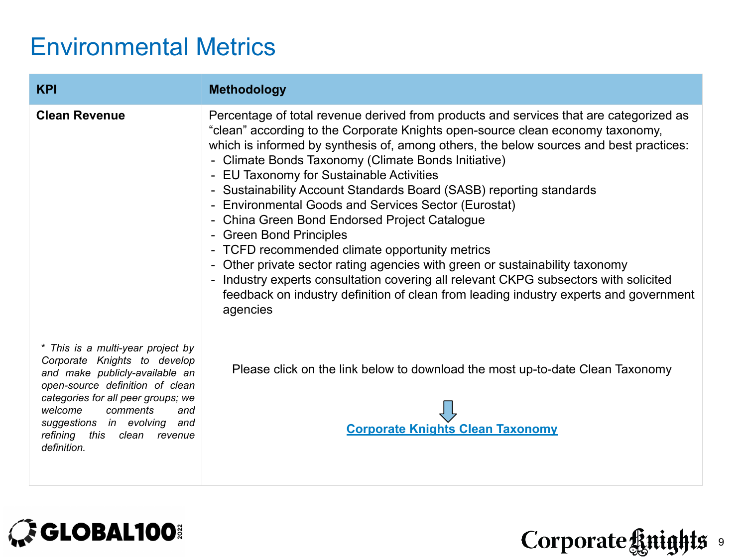# Environmental Metrics

| KPI | Methodology |
| --- | --- |
| **Clean Revenue**<br><br>*\* This is a multi-year project by Corporate Knights to develop and make publicly-available an open-source definition of clean categories for all peer groups; we welcome comments and suggestions in evolving and refining this clean revenue definition.* | Percentage of total revenue derived from products and services that are categorized as "clean" according to the Corporate Knights open-source clean economy taxonomy, which is informed by synthesis of, among others, the below sources and best practices:<br>- Climate Bonds Taxonomy (Climate Bonds Initiative)<br>- EU Taxonomy for Sustainable Activities<br>- Sustainability Account Standards Board (SASB) reporting standards<br>- Environmental Goods and Services Sector (Eurostat)<br>- China Green Bond Endorsed Project Catalogue<br>- Green Bond Principles<br>- TCFD recommended climate opportunity metrics<br>- Other private sector rating agencies with green or sustainability taxonomy<br>- Industry experts consultation covering all relevant CKPG subsectors with solicited feedback on industry definition of clean from leading industry experts and government agencies<br><br>Please click on the link below to download the most up-to-date Clean Taxonomy<br><br>**Corporate Knights Clean Taxonomy** |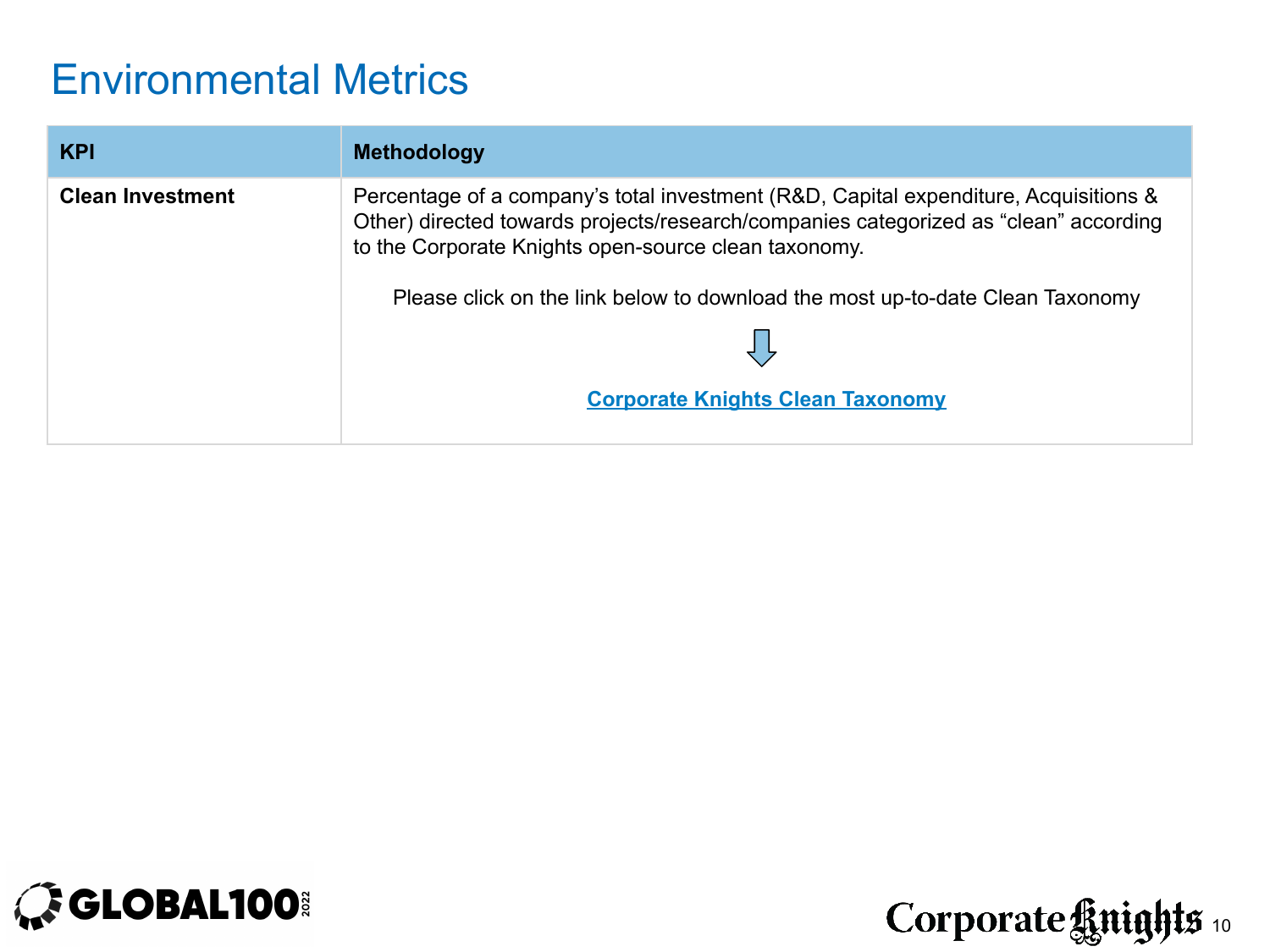# Environmental Metrics

| KPI | Methodology |
| --- | --- |
| **Clean Investment** | Percentage of a company's total investment (R&D, Capital expenditure, Acquisitions & Other) directed towards projects/research/companies categorized as "clean" according to the Corporate Knights open-source clean taxonomy.<br><br>Please click on the link below to download the most up-to-date Clean Taxonomy<br><br>⇩<br><br>**Corporate Knights Clean Taxonomy** |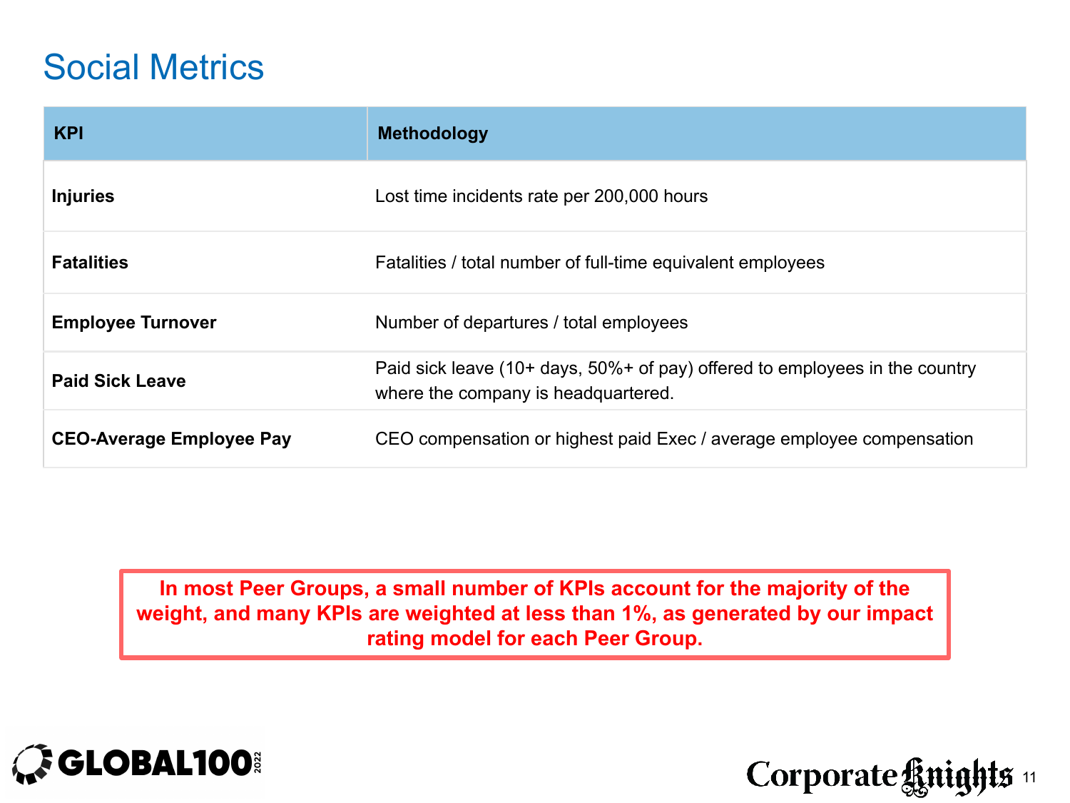# Social Metrics

| KPI | Methodology |
|---|---|
| **Injuries** | Lost time incidents rate per 200,000 hours |
| **Fatalities** | Fatalities / total number of full-time equivalent employees |
| **Employee Turnover** | Number of departures / total employees |
| **Paid Sick Leave** | Paid sick leave (10+ days, 50%+ of pay) offered to employees in the country where the company is headquartered. |
| **CEO-Average Employee Pay** | CEO compensation or highest paid Exec / average employee compensation |

**In most Peer Groups, a small number of KPIs account for the majority of the weight, and many KPIs are weighted at less than 1%, as generated by our impact rating model for each Peer Group.**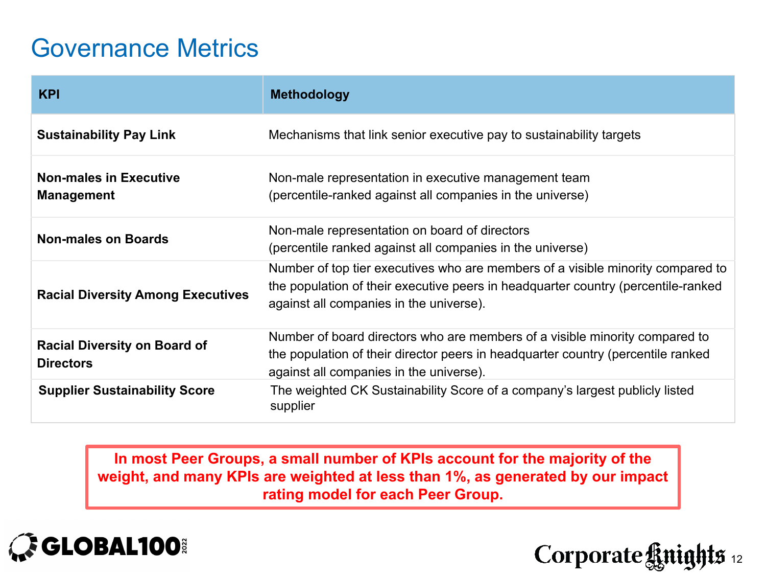# Governance Metrics

| KPI | Methodology |
|---|---|
| **Sustainability Pay Link** | Mechanisms that link senior executive pay to sustainability targets |
| **Non-males in Executive Management** | Non-male representation in executive management team (percentile-ranked against all companies in the universe) |
| **Non-males on Boards** | Non-male representation on board of directors (percentile ranked against all companies in the universe) |
| **Racial Diversity Among Executives** | Number of top tier executives who are members of a visible minority compared to the population of their executive peers in headquarter country (percentile-ranked against all companies in the universe). |
| **Racial Diversity on Board of Directors** | Number of board directors who are members of a visible minority compared to the population of their director peers in headquarter country (percentile ranked against all companies in the universe). |
| **Supplier Sustainability Score** | The weighted CK Sustainability Score of a company's largest publicly listed supplier |

**In most Peer Groups, a small number of KPIs account for the majority of the weight, and many KPIs are weighted at less than 1%, as generated by our impact rating model for each Peer Group.**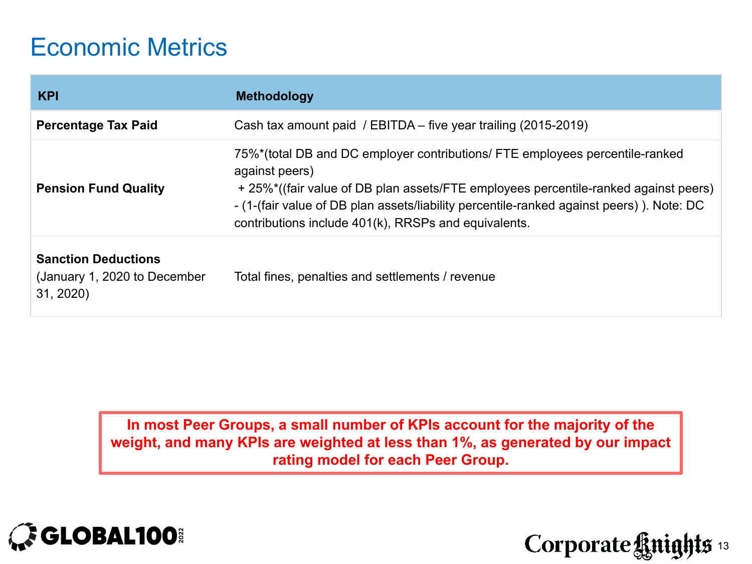# Economic Metrics

| KPI | Methodology |
|---|---|
| **Percentage Tax Paid** | Cash tax amount paid / EBITDA – five year trailing (2015-2019) |
| **Pension Fund Quality** | 75%*(total DB and DC employer contributions/ FTE employees percentile-ranked against peers) + 25%*((fair value of DB plan assets/FTE employees percentile-ranked against peers) - (1-(fair value of DB plan assets/liability percentile-ranked against peers) ). Note: DC contributions include 401(k), RRSPs and equivalents. |
| **Sanction Deductions** (January 1, 2020 to December 31, 2020) | Total fines, penalties and settlements / revenue |

**In most Peer Groups, a small number of KPIs account for the majority of the weight, and many KPIs are weighted at less than 1%, as generated by our impact rating model for each Peer Group.**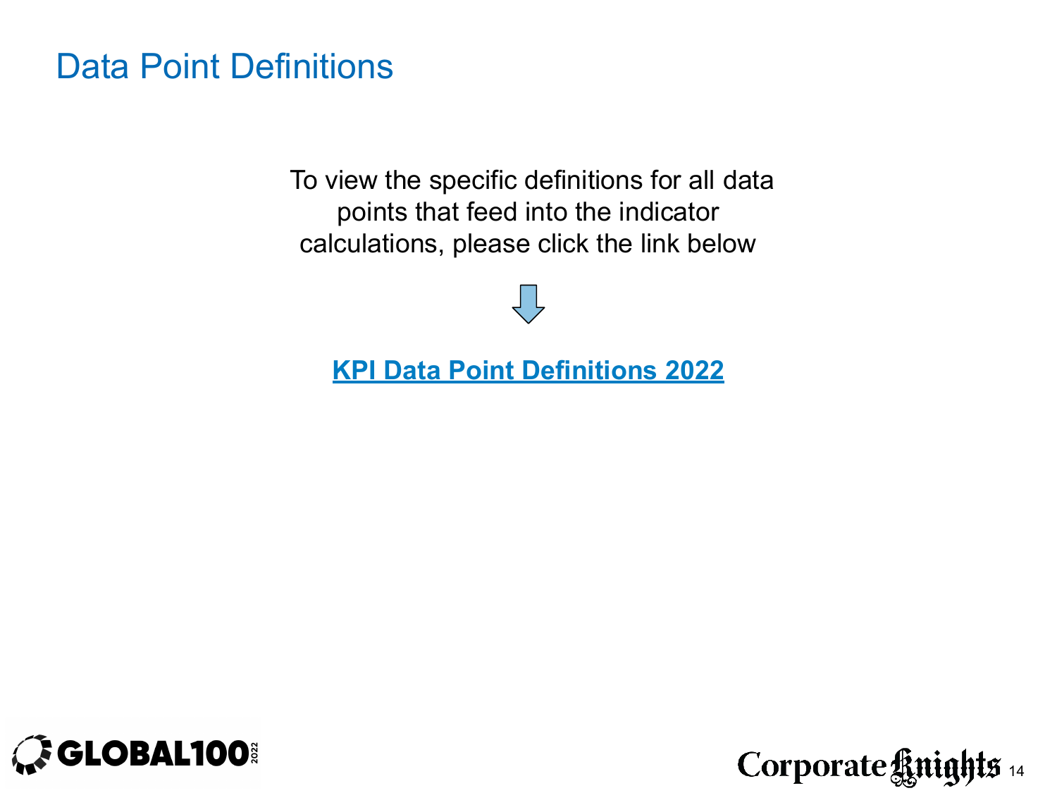# Data Point Definitions

To view the specific definitions for all data points that feed into the indicator calculations, please click the link below

**KPI Data Point Definitions 2022**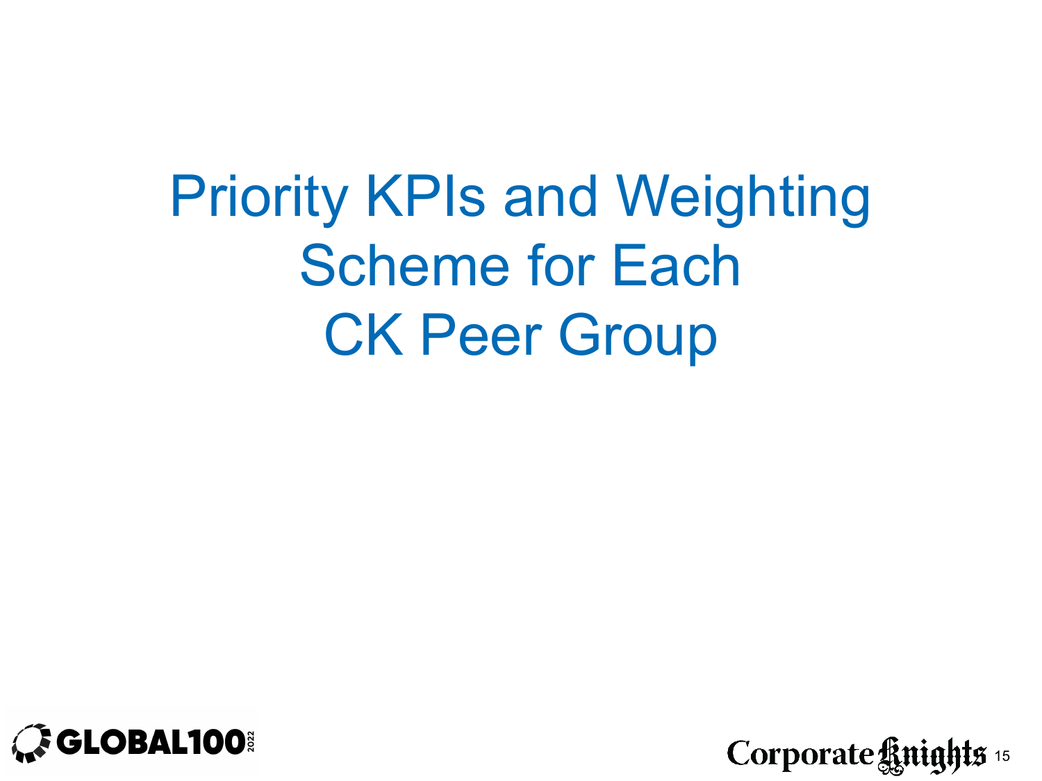# Priority KPIs and Weighting Scheme for Each CK Peer Group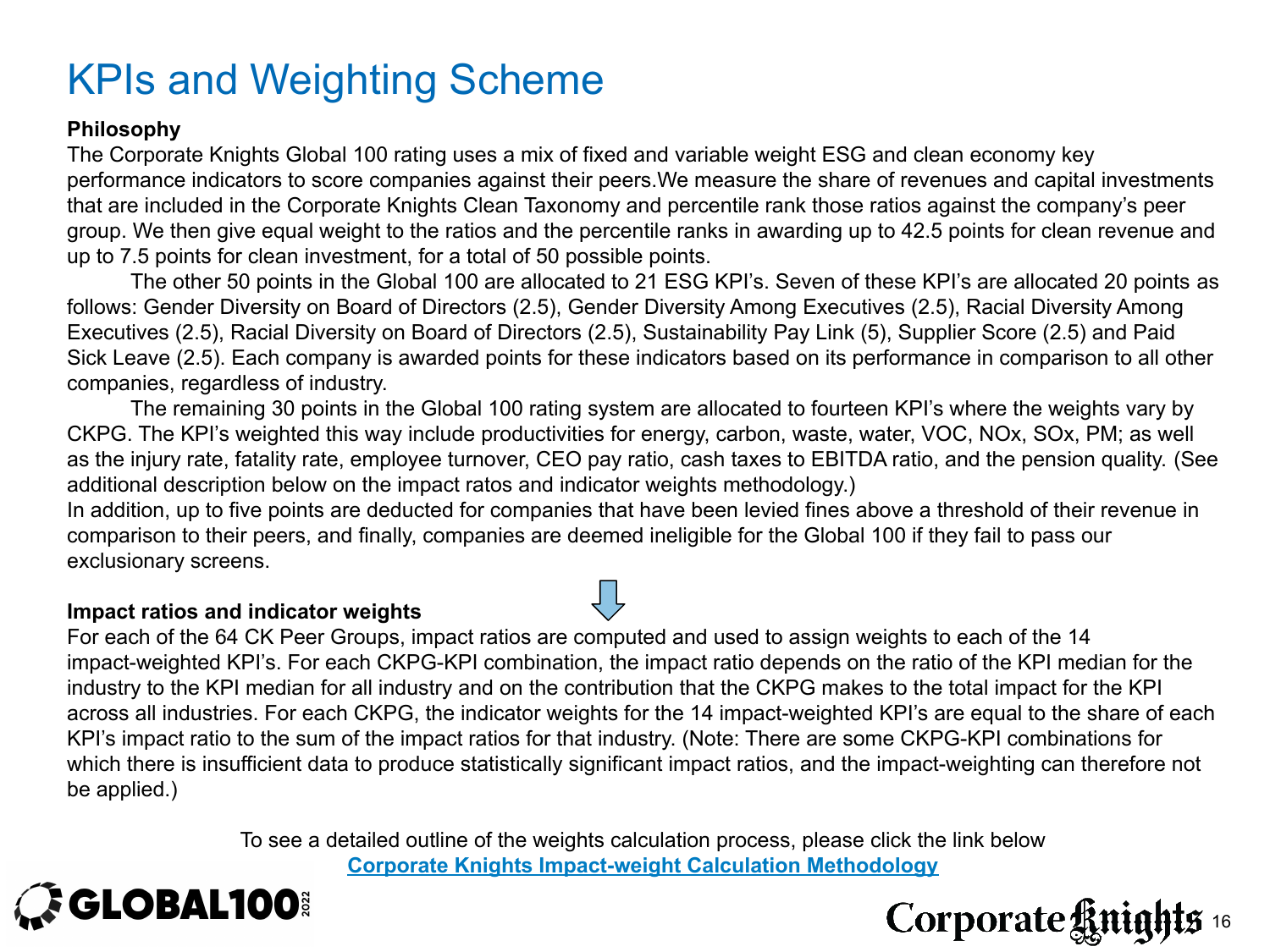# KPIs and Weighting Scheme

**Philosophy**

The Corporate Knights Global 100 rating uses a mix of fixed and variable weight ESG and clean economy key performance indicators to score companies against their peers.We measure the share of revenues and capital investments that are included in the Corporate Knights Clean Taxonomy and percentile rank those ratios against the company's peer group. We then give equal weight to the ratios and the percentile ranks in awarding up to 42.5 points for clean revenue and up to 7.5 points for clean investment, for a total of 50 possible points.

The other 50 points in the Global 100 are allocated to 21 ESG KPI's. Seven of these KPI's are allocated 20 points as follows: Gender Diversity on Board of Directors (2.5), Gender Diversity Among Executives (2.5), Racial Diversity Among Executives (2.5), Racial Diversity on Board of Directors (2.5), Sustainability Pay Link (5), Supplier Score (2.5) and Paid Sick Leave (2.5). Each company is awarded points for these indicators based on its performance in comparison to all other companies, regardless of industry.

The remaining 30 points in the Global 100 rating system are allocated to fourteen KPI's where the weights vary by CKPG. The KPI's weighted this way include productivities for energy, carbon, waste, water, VOC, NOx, SOx, PM; as well as the injury rate, fatality rate, employee turnover, CEO pay ratio, cash taxes to EBITDA ratio, and the pension quality. (See additional description below on the impact ratos and indicator weights methodology.)

In addition, up to five points are deducted for companies that have been levied fines above a threshold of their revenue in comparison to their peers, and finally, companies are deemed ineligible for the Global 100 if they fail to pass our exclusionary screens.

**Impact ratios and indicator weights**

For each of the 64 CK Peer Groups, impact ratios are computed and used to assign weights to each of the 14 impact-weighted KPI's. For each CKPG-KPI combination, the impact ratio depends on the ratio of the KPI median for the industry to the KPI median for all industry and on the contribution that the CKPG makes to the total impact for the KPI across all industries. For each CKPG, the indicator weights for the 14 impact-weighted KPI's are equal to the share of each KPI's impact ratio to the sum of the impact ratios for that industry. (Note: There are some CKPG-KPI combinations for which there is insufficient data to produce statistically significant impact ratios, and the impact-weighting can therefore not be applied.)

To see a detailed outline of the weights calculation process, please click the link below

**Corporate Knights Impact-weight Calculation Methodology**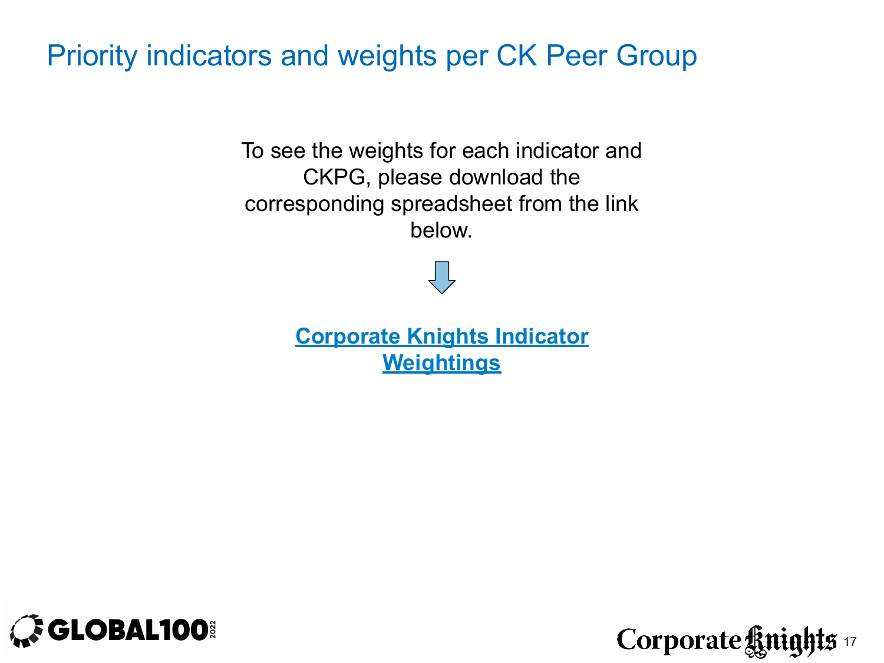# Priority indicators and weights per CK Peer Group

To see the weights for each indicator and CKPG, please download the corresponding spreadsheet from the link below.

**Corporate Knights Indicator Weightings**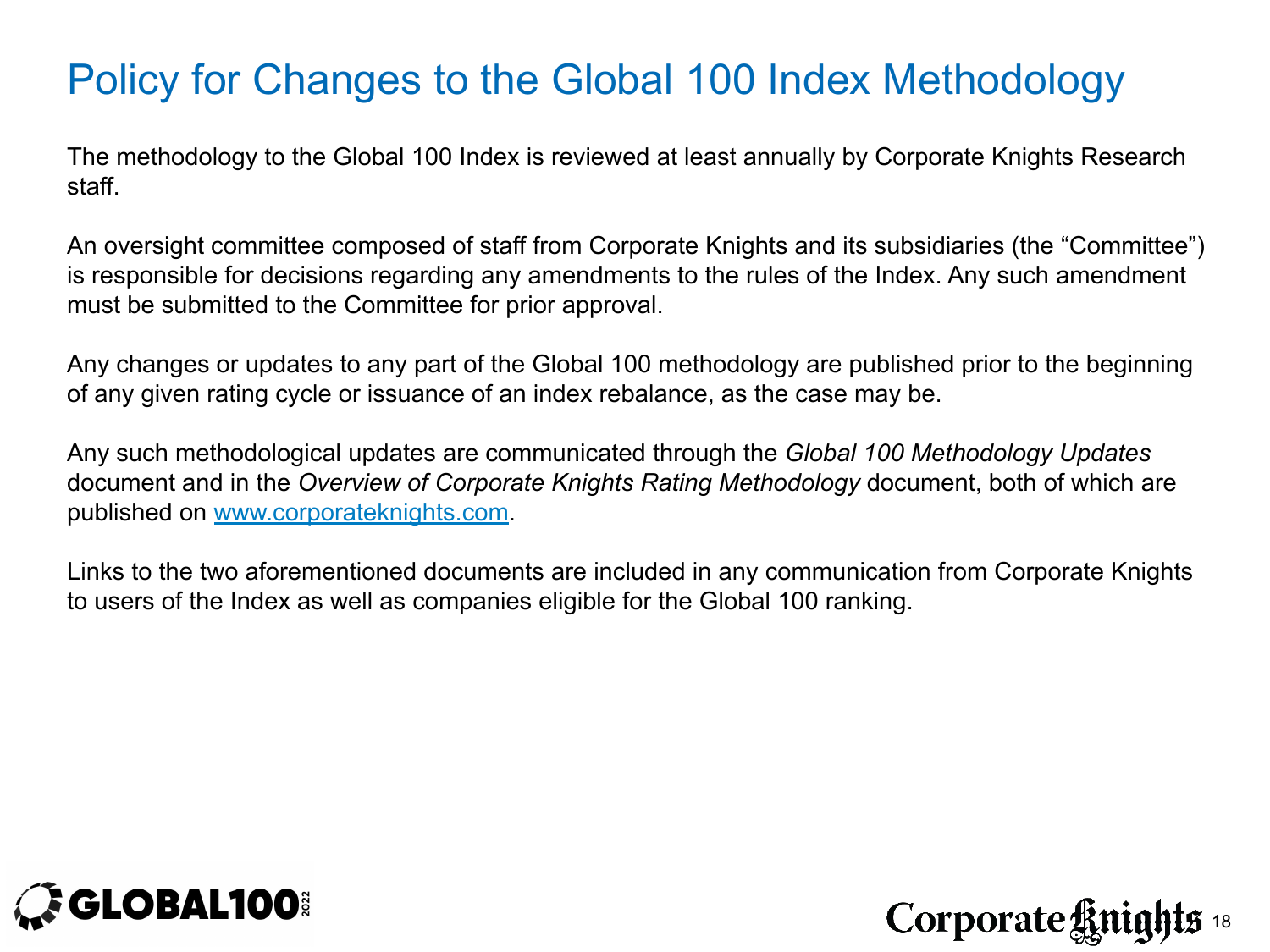# Policy for Changes to the Global 100 Index Methodology

The methodology to the Global 100 Index is reviewed at least annually by Corporate Knights Research staff.

An oversight committee composed of staff from Corporate Knights and its subsidiaries (the “Committee”) is responsible for decisions regarding any amendments to the rules of the Index. Any such amendment must be submitted to the Committee for prior approval.

Any changes or updates to any part of the Global 100 methodology are published prior to the beginning of any given rating cycle or issuance of an index rebalance, as the case may be.

Any such methodological updates are communicated through the *Global 100 Methodology Updates* document and in the *Overview of Corporate Knights Rating Methodology* document, both of which are published on [www.corporateknights.com](http://www.corporateknights.com).

Links to the two aforementioned documents are included in any communication from Corporate Knights to users of the Index as well as companies eligible for the Global 100 ranking.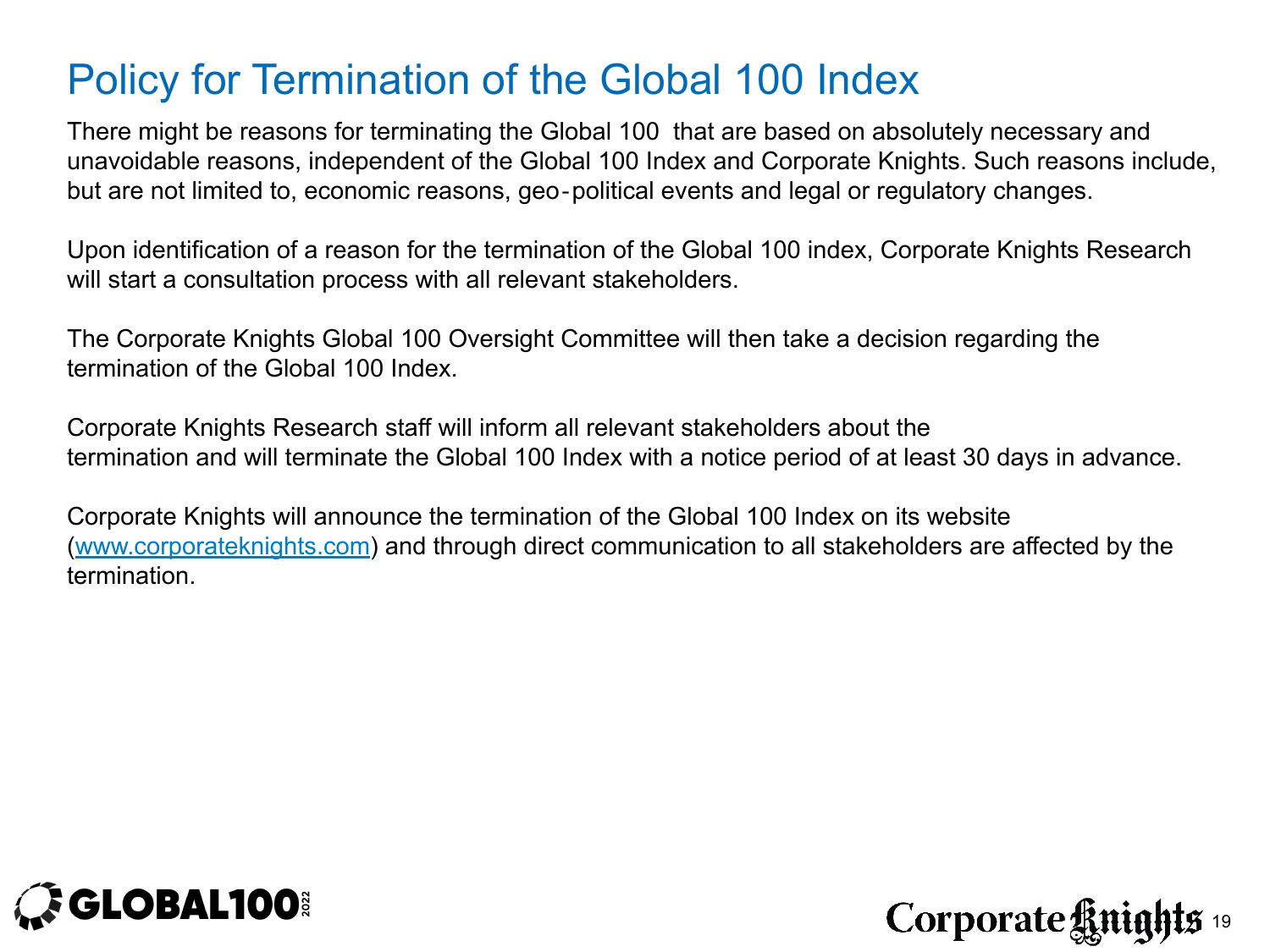# Policy for Termination of the Global 100 Index

There might be reasons for terminating the Global 100 that are based on absolutely necessary and unavoidable reasons, independent of the Global 100 Index and Corporate Knights. Such reasons include, but are not limited to, economic reasons, geo-political events and legal or regulatory changes.

Upon identification of a reason for the termination of the Global 100 index, Corporate Knights Research will start a consultation process with all relevant stakeholders.

The Corporate Knights Global 100 Oversight Committee will then take a decision regarding the termination of the Global 100 Index.

Corporate Knights Research staff will inform all relevant stakeholders about the termination and will terminate the Global 100 Index with a notice period of at least 30 days in advance.

Corporate Knights will announce the termination of the Global 100 Index on its website ([www.corporateknights.com](http://www.corporateknights.com)) and through direct communication to all stakeholders are affected by the termination.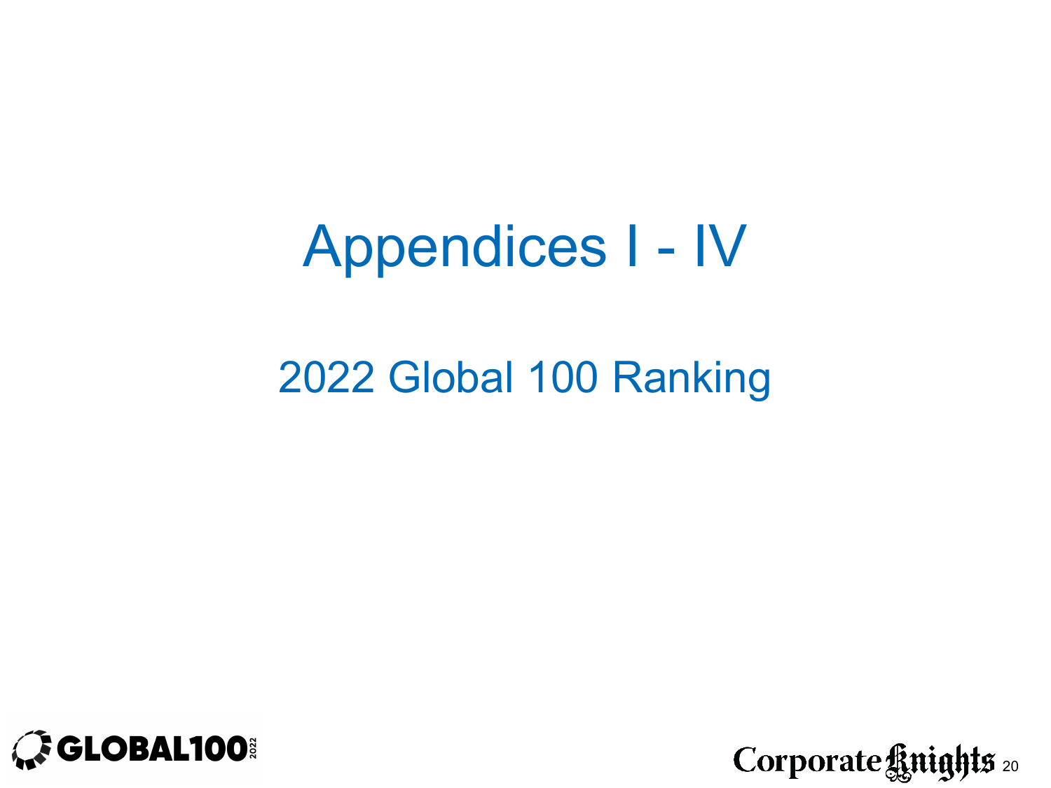# Appendices I - IV

## 2022 Global 100 Ranking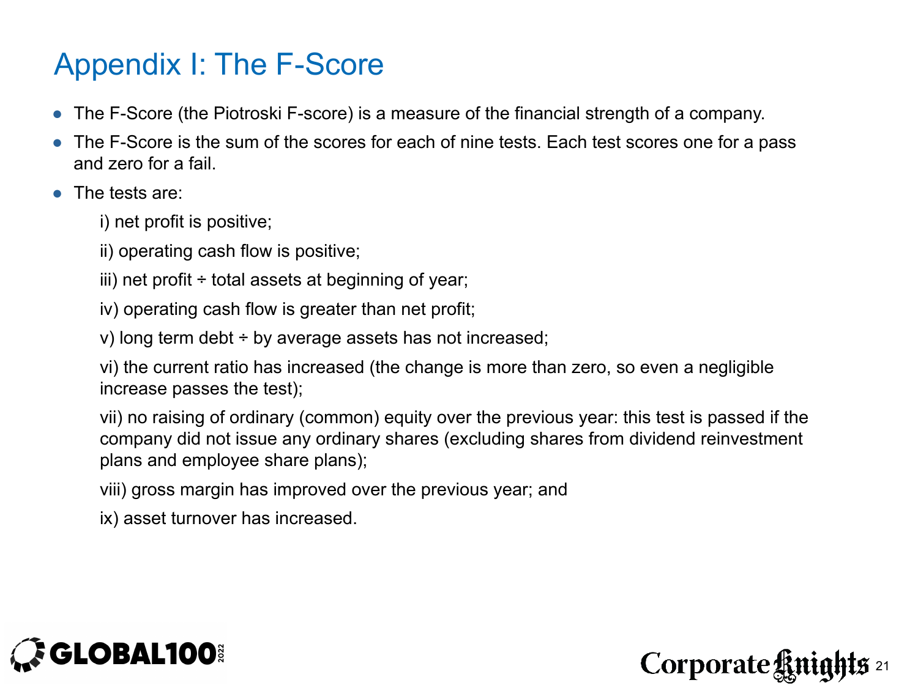# Appendix I: The F-Score

- The F-Score (the Piotroski F-score) is a measure of the financial strength of a company.
- The F-Score is the sum of the scores for each of nine tests. Each test scores one for a pass and zero for a fail.
- The tests are:

  i) net profit is positive;

  ii) operating cash flow is positive;

  iii) net profit ÷ total assets at beginning of year;

  iv) operating cash flow is greater than net profit;

  v) long term debt ÷ by average assets has not increased;

  vi) the current ratio has increased (the change is more than zero, so even a negligible increase passes the test);

  vii) no raising of ordinary (common) equity over the previous year: this test is passed if the company did not issue any ordinary shares (excluding shares from dividend reinvestment plans and employee share plans);

  viii) gross margin has improved over the previous year; and

  ix) asset turnover has increased.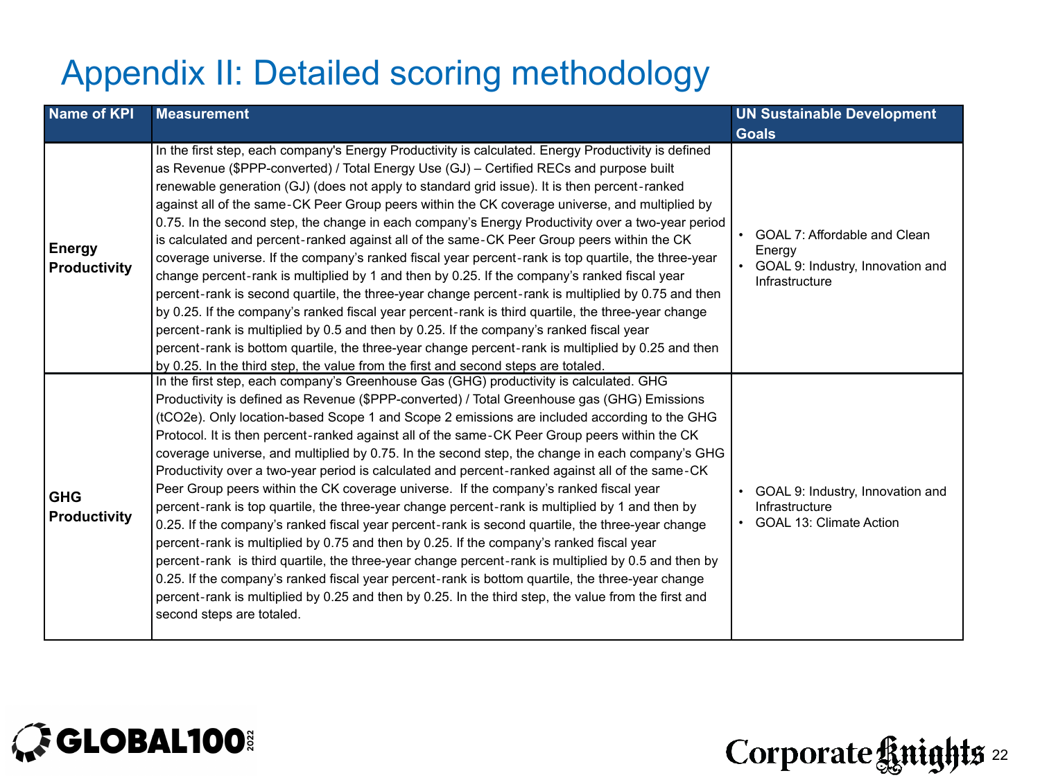# Appendix II: Detailed scoring methodology

| Name of KPI | Measurement | UN Sustainable Development Goals |
|---|---|---|
| **Energy Productivity** | In the first step, each company's Energy Productivity is calculated. Energy Productivity is defined as Revenue ($PPP-converted) / Total Energy Use (GJ) – Certified RECs and purpose built renewable generation (GJ) (does not apply to standard grid issue). It is then percent-ranked against all of the same-CK Peer Group peers within the CK coverage universe, and multiplied by 0.75. In the second step, the change in each company's Energy Productivity over a two-year period is calculated and percent-ranked against all of the same-CK Peer Group peers within the CK coverage universe. If the company's ranked fiscal year percent-rank is top quartile, the three-year change percent-rank is multiplied by 1 and then by 0.25. If the company's ranked fiscal year percent-rank is second quartile, the three-year change percent-rank is multiplied by 0.75 and then by 0.25. If the company's ranked fiscal year percent-rank is third quartile, the three-year change percent-rank is multiplied by 0.5 and then by 0.25. If the company's ranked fiscal year percent-rank is bottom quartile, the three-year change percent-rank is multiplied by 0.25 and then by 0.25. In the third step, the value from the first and second steps are totaled. | • GOAL 7: Affordable and Clean Energy <br> • GOAL 9: Industry, Innovation and Infrastructure |
| **GHG Productivity** | In the first step, each company's Greenhouse Gas (GHG) productivity is calculated. GHG Productivity is defined as Revenue ($PPP-converted) / Total Greenhouse gas (GHG) Emissions (tCO2e). Only location-based Scope 1 and Scope 2 emissions are included according to the GHG Protocol. It is then percent-ranked against all of the same-CK Peer Group peers within the CK coverage universe, and multiplied by 0.75. In the second step, the change in each company's GHG Productivity over a two-year period is calculated and percent-ranked against all of the same-CK Peer Group peers within the CK coverage universe. If the company's ranked fiscal year percent-rank is top quartile, the three-year change percent-rank is multiplied by 1 and then by 0.25. If the company's ranked fiscal year percent-rank is second quartile, the three-year change percent-rank is multiplied by 0.75 and then by 0.25. If the company's ranked fiscal year percent-rank is third quartile, the three-year change percent-rank is multiplied by 0.5 and then by 0.25. If the company's ranked fiscal year percent-rank is bottom quartile, the three-year change percent-rank is multiplied by 0.25 and then by 0.25. In the third step, the value from the first and second steps are totaled. | • GOAL 9: Industry, Innovation and Infrastructure <br> • GOAL 13: Climate Action |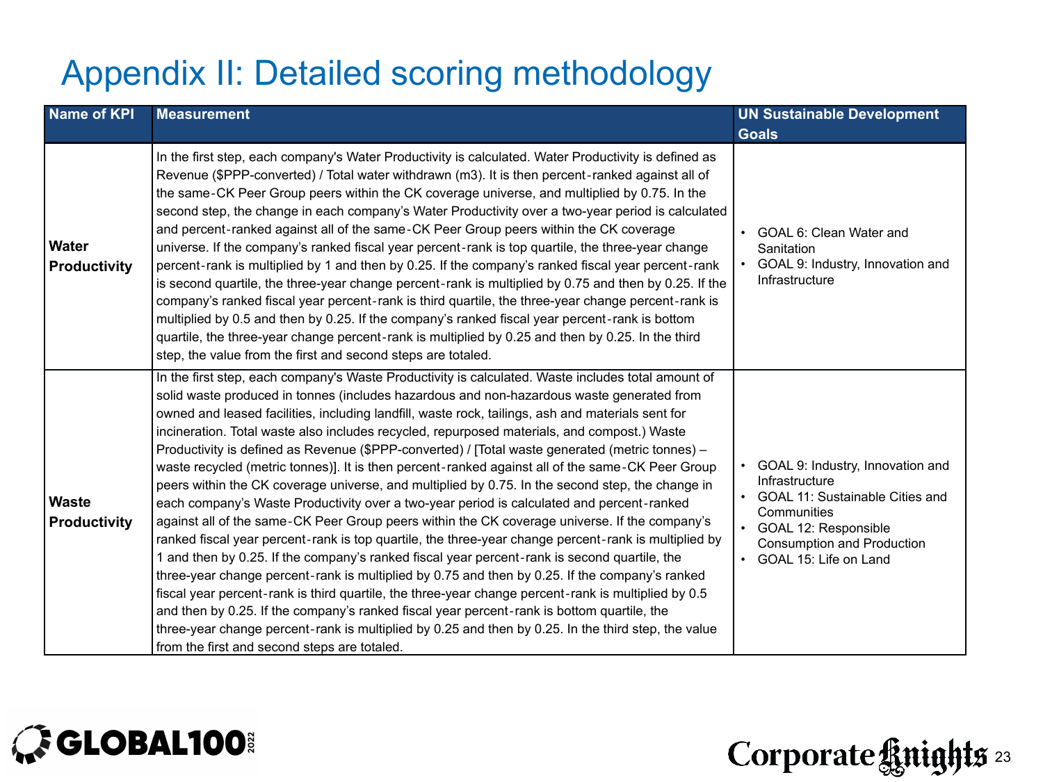# Appendix II: Detailed scoring methodology

| Name of KPI | Measurement | UN Sustainable Development Goals |
|---|---|---|
| **Water Productivity** | In the first step, each company's Water Productivity is calculated. Water Productivity is defined as Revenue ($PPP-converted) / Total water withdrawn (m3). It is then percent-ranked against all of the same-CK Peer Group peers within the CK coverage universe, and multiplied by 0.75. In the second step, the change in each company's Water Productivity over a two-year period is calculated and percent-ranked against all of the same-CK Peer Group peers within the CK coverage universe. If the company's ranked fiscal year percent-rank is top quartile, the three-year change percent-rank is multiplied by 1 and then by 0.25. If the company's ranked fiscal year percent-rank is second quartile, the three-year change percent-rank is multiplied by 0.75 and then by 0.25. If the company's ranked fiscal year percent-rank is third quartile, the three-year change percent-rank is multiplied by 0.5 and then by 0.25. If the company's ranked fiscal year percent-rank is bottom quartile, the three-year change percent-rank is multiplied by 0.25 and then by 0.25. In the third step, the value from the first and second steps are totaled. | • GOAL 6: Clean Water and Sanitation<br>• GOAL 9: Industry, Innovation and Infrastructure |
| **Waste Productivity** | In the first step, each company's Waste Productivity is calculated. Waste includes total amount of solid waste produced in tonnes (includes hazardous and non-hazardous waste generated from owned and leased facilities, including landfill, waste rock, tailings, ash and materials sent for incineration. Total waste also includes recycled, repurposed materials, and compost.) Waste Productivity is defined as Revenue ($PPP-converted) / [Total waste generated (metric tonnes) – waste recycled (metric tonnes)]. It is then percent-ranked against all of the same-CK Peer Group peers within the CK coverage universe, and multiplied by 0.75. In the second step, the change in each company's Waste Productivity over a two-year period is calculated and percent-ranked against all of the same-CK Peer Group peers within the CK coverage universe. If the company's ranked fiscal year percent-rank is top quartile, the three-year change percent-rank is multiplied by 1 and then by 0.25. If the company's ranked fiscal year percent-rank is second quartile, the three-year change percent-rank is multiplied by 0.75 and then by 0.25. If the company's ranked fiscal year percent-rank is third quartile, the three-year change percent-rank is multiplied by 0.5 and then by 0.25. If the company's ranked fiscal year percent-rank is bottom quartile, the three-year change percent-rank is multiplied by 0.25 and then by 0.25. In the third step, the value from the first and second steps are totaled. | • GOAL 9: Industry, Innovation and Infrastructure<br>• GOAL 11: Sustainable Cities and Communities<br>• GOAL 12: Responsible Consumption and Production<br>• GOAL 15: Life on Land |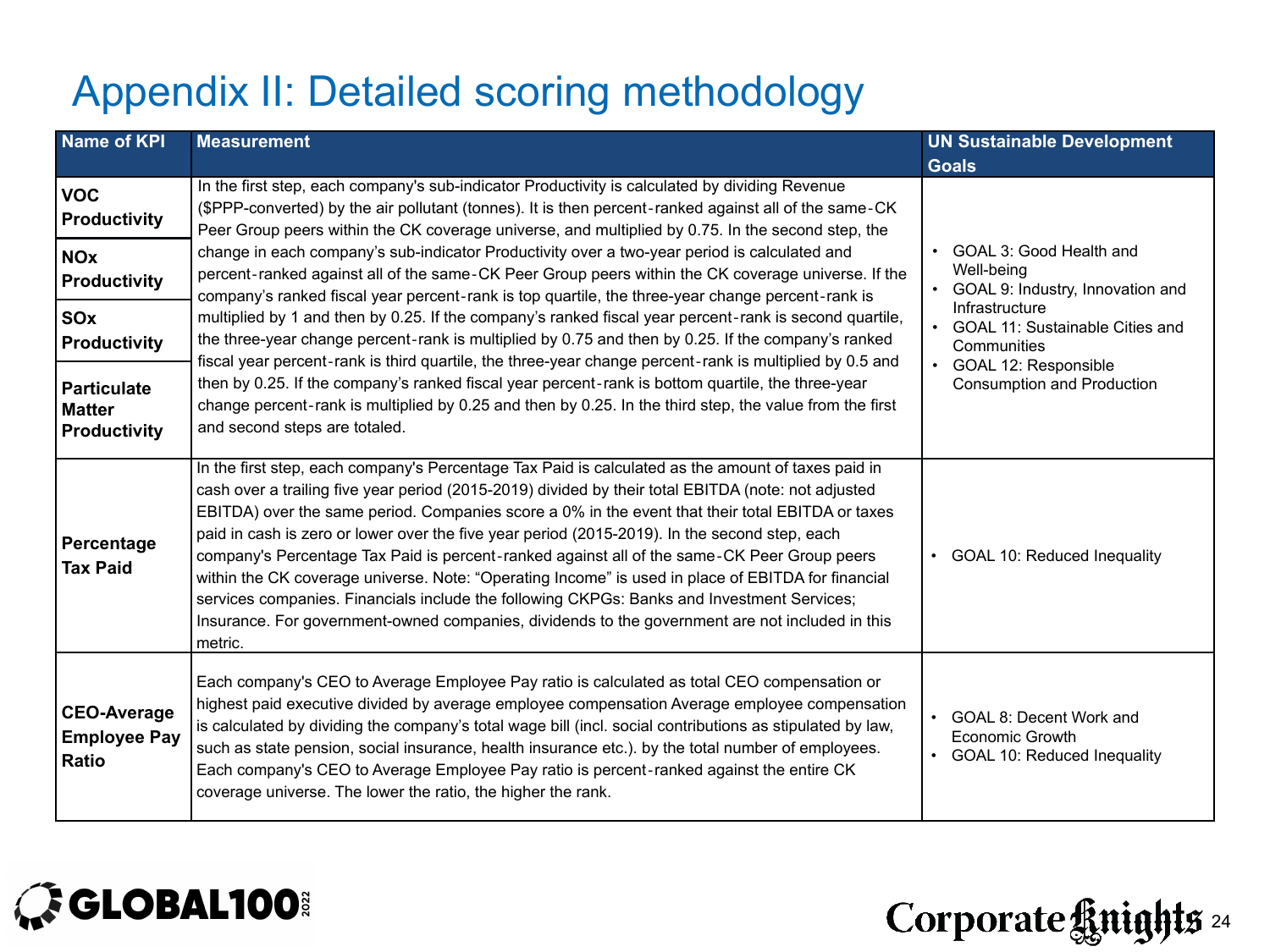# Appendix II: Detailed scoring methodology

| Name of KPI | Measurement | UN Sustainable Development Goals |
|---|---|---|
| **VOC Productivity**<br>**NOx Productivity**<br>**SOx Productivity**<br>**Particulate Matter Productivity** | In the first step, each company's sub-indicator Productivity is calculated by dividing Revenue ($PPP-converted) by the air pollutant (tonnes). It is then percent-ranked against all of the same-CK Peer Group peers within the CK coverage universe, and multiplied by 0.75. In the second step, the change in each company's sub-indicator Productivity over a two-year period is calculated and percent-ranked against all of the same-CK Peer Group peers within the CK coverage universe. If the company's ranked fiscal year percent-rank is top quartile, the three-year change percent-rank is multiplied by 1 and then by 0.25. If the company's ranked fiscal year percent-rank is second quartile, the three-year change percent-rank is multiplied by 0.75 and then by 0.25. If the company's ranked fiscal year percent-rank is third quartile, the three-year change percent-rank is multiplied by 0.5 and then by 0.25. If the company's ranked fiscal year percent-rank is bottom quartile, the three-year change percent-rank is multiplied by 0.25 and then by 0.25. In the third step, the value from the first and second steps are totaled. | • GOAL 3: Good Health and Well-being<br>• GOAL 9: Industry, Innovation and Infrastructure<br>• GOAL 11: Sustainable Cities and Communities<br>• GOAL 12: Responsible Consumption and Production |
| **Percentage Tax Paid** | In the first step, each company's Percentage Tax Paid is calculated as the amount of taxes paid in cash over a trailing five year period (2015-2019) divided by their total EBITDA (note: not adjusted EBITDA) over the same period. Companies score a 0% in the event that their total EBITDA or taxes paid in cash is zero or lower over the five year period (2015-2019). In the second step, each company's Percentage Tax Paid is percent-ranked against all of the same-CK Peer Group peers within the CK coverage universe. Note: "Operating Income" is used in place of EBITDA for financial services companies. Financials include the following CKPGs: Banks and Investment Services; Insurance. For government-owned companies, dividends to the government are not included in this metric. | • GOAL 10: Reduced Inequality |
| **CEO-Average Employee Pay Ratio** | Each company's CEO to Average Employee Pay ratio is calculated as total CEO compensation or highest paid executive divided by average employee compensation Average employee compensation is calculated by dividing the company's total wage bill (incl. social contributions as stipulated by law, such as state pension, social insurance, health insurance etc.). by the total number of employees. Each company's CEO to Average Employee Pay ratio is percent-ranked against the entire CK coverage universe. The lower the ratio, the higher the rank. | • GOAL 8: Decent Work and Economic Growth<br>• GOAL 10: Reduced Inequality |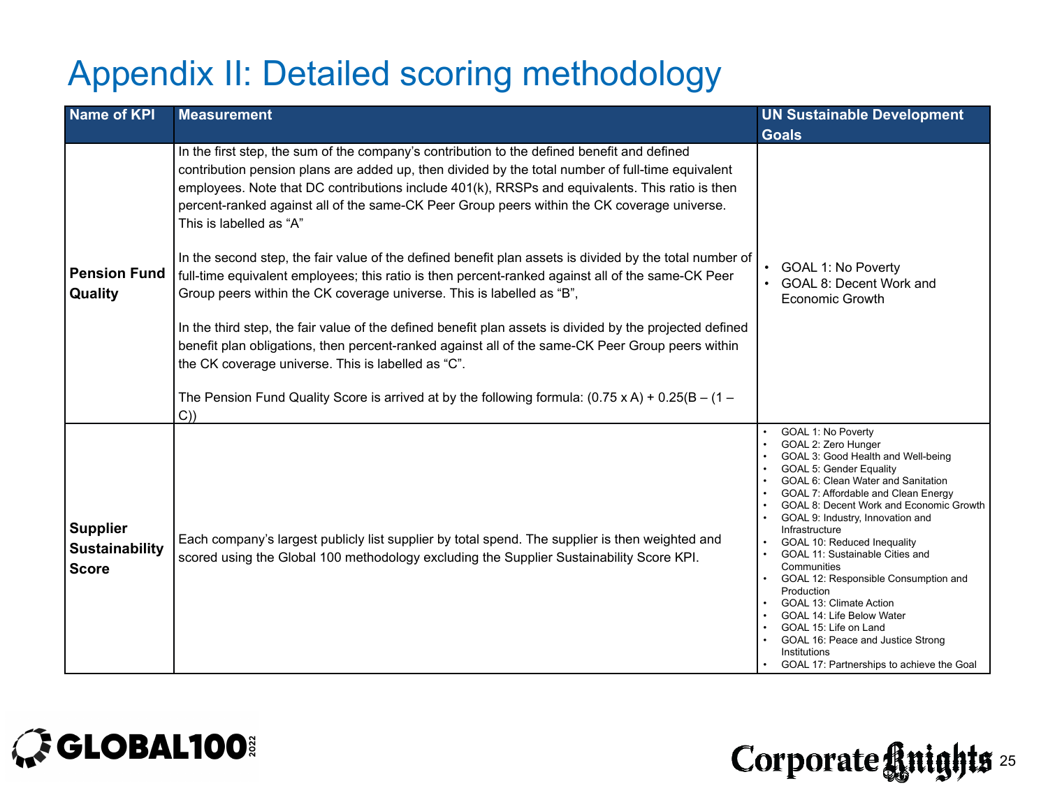# Appendix II: Detailed scoring methodology

| Name of KPI | Measurement | UN Sustainable Development Goals |
|---|---|---|
| **Pension Fund Quality** | In the first step, the sum of the company's contribution to the defined benefit and defined contribution pension plans are added up, then divided by the total number of full-time equivalent employees. Note that DC contributions include 401(k), RRSPs and equivalents. This ratio is then percent-ranked against all of the same-CK Peer Group peers within the CK coverage universe. This is labelled as "A"<br><br>In the second step, the fair value of the defined benefit plan assets is divided by the total number of full-time equivalent employees; this ratio is then percent-ranked against all of the same-CK Peer Group peers within the CK coverage universe. This is labelled as "B",<br><br>In the third step, the fair value of the defined benefit plan assets is divided by the projected defined benefit plan obligations, then percent-ranked against all of the same-CK Peer Group peers within the CK coverage universe. This is labelled as "C".<br><br>The Pension Fund Quality Score is arrived at by the following formula: $(0.75 \times A) + 0.25(B - (1 - C))$ | • GOAL 1: No Poverty<br>• GOAL 8: Decent Work and Economic Growth |
| **Supplier Sustainability Score** | Each company's largest publicly list supplier by total spend. The supplier is then weighted and scored using the Global 100 methodology excluding the Supplier Sustainability Score KPI. | • GOAL 1: No Poverty<br>• GOAL 2: Zero Hunger<br>• GOAL 3: Good Health and Well-being<br>• GOAL 5: Gender Equality<br>• GOAL 6: Clean Water and Sanitation<br>• GOAL 7: Affordable and Clean Energy<br>• GOAL 8: Decent Work and Economic Growth<br>• GOAL 9: Industry, Innovation and Infrastructure<br>• GOAL 10: Reduced Inequality<br>• GOAL 11: Sustainable Cities and Communities<br>• GOAL 12: Responsible Consumption and Production<br>• GOAL 13: Climate Action<br>• GOAL 14: Life Below Water<br>• GOAL 15: Life on Land<br>• GOAL 16: Peace and Justice Strong Institutions<br>• GOAL 17: Partnerships to achieve the Goal |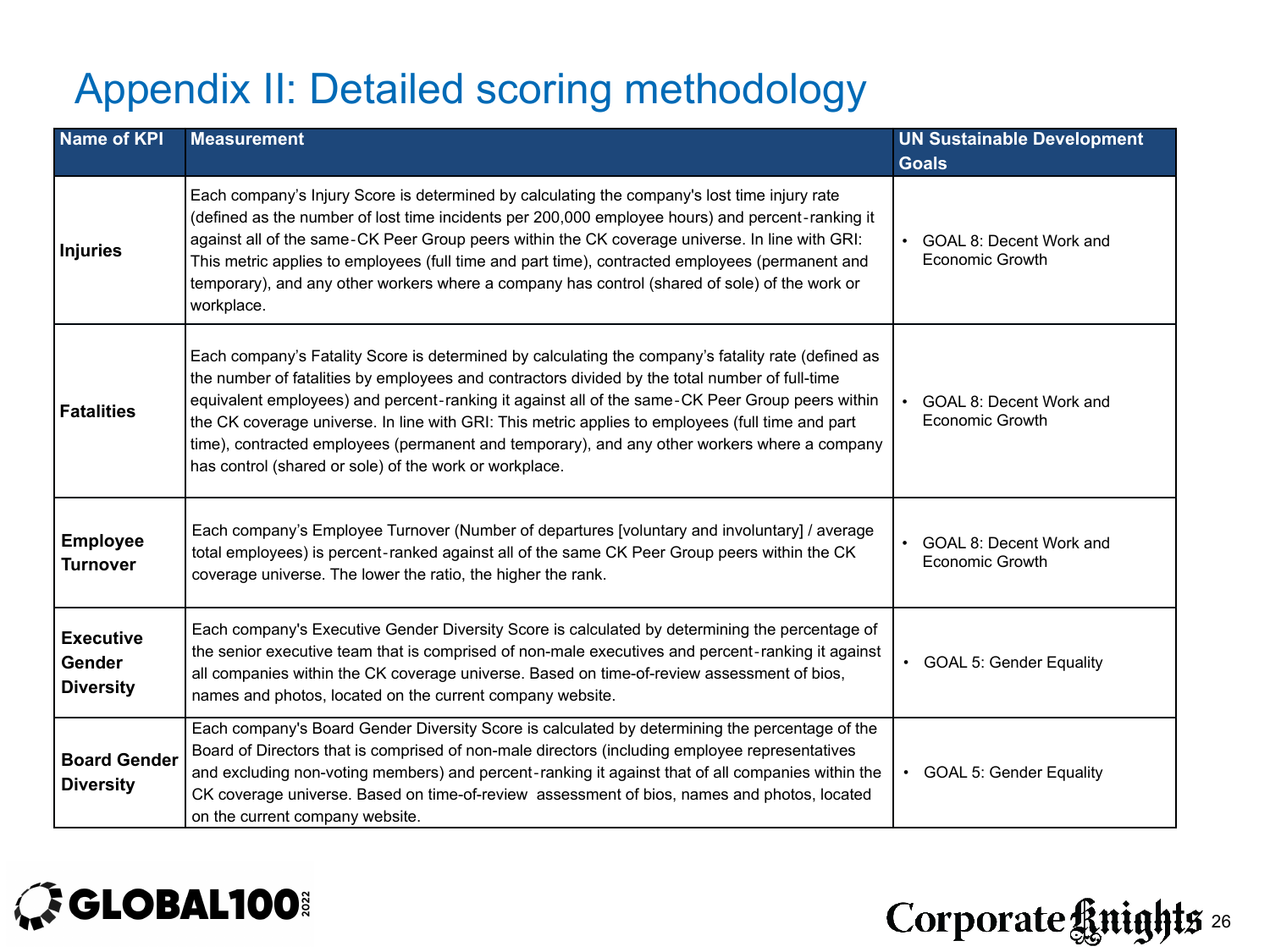# Appendix II: Detailed scoring methodology

| Name of KPI | Measurement | UN Sustainable Development Goals |
|---|---|---|
| **Injuries** | Each company's Injury Score is determined by calculating the company's lost time injury rate (defined as the number of lost time incidents per 200,000 employee hours) and percent-ranking it against all of the same-CK Peer Group peers within the CK coverage universe. In line with GRI: This metric applies to employees (full time and part time), contracted employees (permanent and temporary), and any other workers where a company has control (shared of sole) of the work or workplace. | • GOAL 8: Decent Work and Economic Growth |
| **Fatalities** | Each company's Fatality Score is determined by calculating the company's fatality rate (defined as the number of fatalities by employees and contractors divided by the total number of full-time equivalent employees) and percent-ranking it against all of the same-CK Peer Group peers within the CK coverage universe. In line with GRI: This metric applies to employees (full time and part time), contracted employees (permanent and temporary), and any other workers where a company has control (shared or sole) of the work or workplace. | • GOAL 8: Decent Work and Economic Growth |
| **Employee Turnover** | Each company's Employee Turnover (Number of departures [voluntary and involuntary] / average total employees) is percent-ranked against all of the same CK Peer Group peers within the CK coverage universe. The lower the ratio, the higher the rank. | • GOAL 8: Decent Work and Economic Growth |
| **Executive Gender Diversity** | Each company's Executive Gender Diversity Score is calculated by determining the percentage of the senior executive team that is comprised of non-male executives and percent-ranking it against all companies within the CK coverage universe. Based on time-of-review assessment of bios, names and photos, located on the current company website. | • GOAL 5: Gender Equality |
| **Board Gender Diversity** | Each company's Board Gender Diversity Score is calculated by determining the percentage of the Board of Directors that is comprised of non-male directors (including employee representatives and excluding non-voting members) and percent-ranking it against that of all companies within the CK coverage universe. Based on time-of-review assessment of bios, names and photos, located on the current company website. | • GOAL 5: Gender Equality |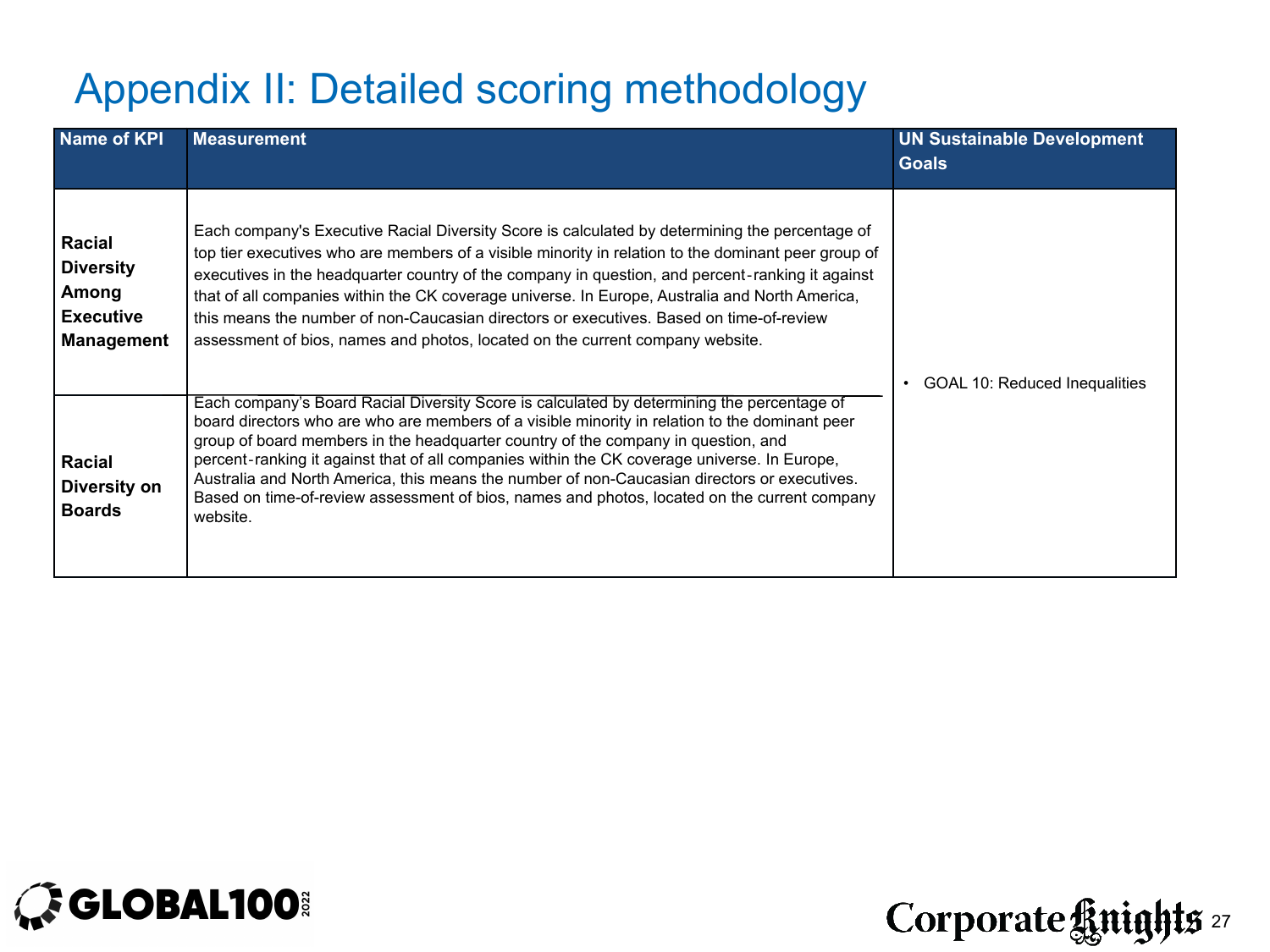# Appendix II: Detailed scoring methodology

| Name of KPI | Measurement | UN Sustainable Development Goals |
|---|---|---|
| **Racial Diversity Among Executive Management** | Each company's Executive Racial Diversity Score is calculated by determining the percentage of top tier executives who are members of a visible minority in relation to the dominant peer group of executives in the headquarter country of the company in question, and percent-ranking it against that of all companies within the CK coverage universe. In Europe, Australia and North America, this means the number of non-Caucasian directors or executives. Based on time-of-review assessment of bios, names and photos, located on the current company website. | • GOAL 10: Reduced Inequalities |
| **Racial Diversity on Boards** | Each company's Board Racial Diversity Score is calculated by determining the percentage of board directors who are who are members of a visible minority in relation to the dominant peer group of board members in the headquarter country of the company in question, and percent-ranking it against that of all companies within the CK coverage universe. In Europe, Australia and North America, this means the number of non-Caucasian directors or executives. Based on time-of-review assessment of bios, names and photos, located on the current company website. | |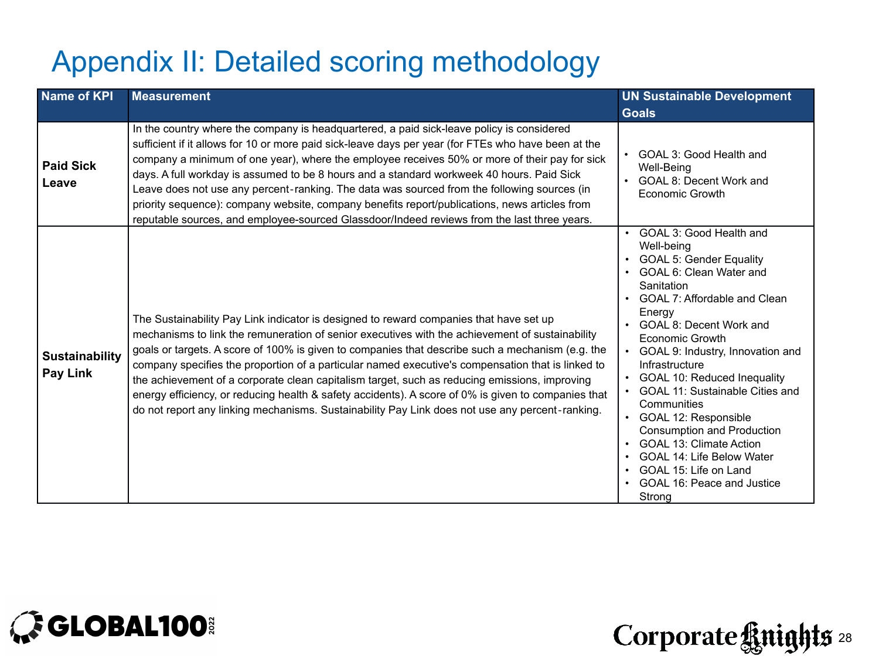# Appendix II: Detailed scoring methodology

| Name of KPI | Measurement | UN Sustainable Development Goals |
|---|---|---|
| **Paid Sick Leave** | In the country where the company is headquartered, a paid sick-leave policy is considered sufficient if it allows for 10 or more paid sick-leave days per year (for FTEs who have been at the company a minimum of one year), where the employee receives 50% or more of their pay for sick days. A full workday is assumed to be 8 hours and a standard workweek 40 hours. Paid Sick Leave does not use any percent-ranking. The data was sourced from the following sources (in priority sequence): company website, company benefits report/publications, news articles from reputable sources, and employee-sourced Glassdoor/Indeed reviews from the last three years. | • GOAL 3: Good Health and Well-Being<br>• GOAL 8: Decent Work and Economic Growth |
| **Sustainability Pay Link** | The Sustainability Pay Link indicator is designed to reward companies that have set up mechanisms to link the remuneration of senior executives with the achievement of sustainability goals or targets. A score of 100% is given to companies that describe such a mechanism (e.g. the company specifies the proportion of a particular named executive's compensation that is linked to the achievement of a corporate clean capitalism target, such as reducing emissions, improving energy efficiency, or reducing health & safety accidents). A score of 0% is given to companies that do not report any linking mechanisms. Sustainability Pay Link does not use any percent-ranking. | • GOAL 3: Good Health and Well-being<br>• GOAL 5: Gender Equality<br>• GOAL 6: Clean Water and Sanitation<br>• GOAL 7: Affordable and Clean Energy<br>• GOAL 8: Decent Work and Economic Growth<br>• GOAL 9: Industry, Innovation and Infrastructure<br>• GOAL 10: Reduced Inequality<br>• GOAL 11: Sustainable Cities and Communities<br>• GOAL 12: Responsible Consumption and Production<br>• GOAL 13: Climate Action<br>• GOAL 14: Life Below Water<br>• GOAL 15: Life on Land<br>• GOAL 16: Peace and Justice Strong |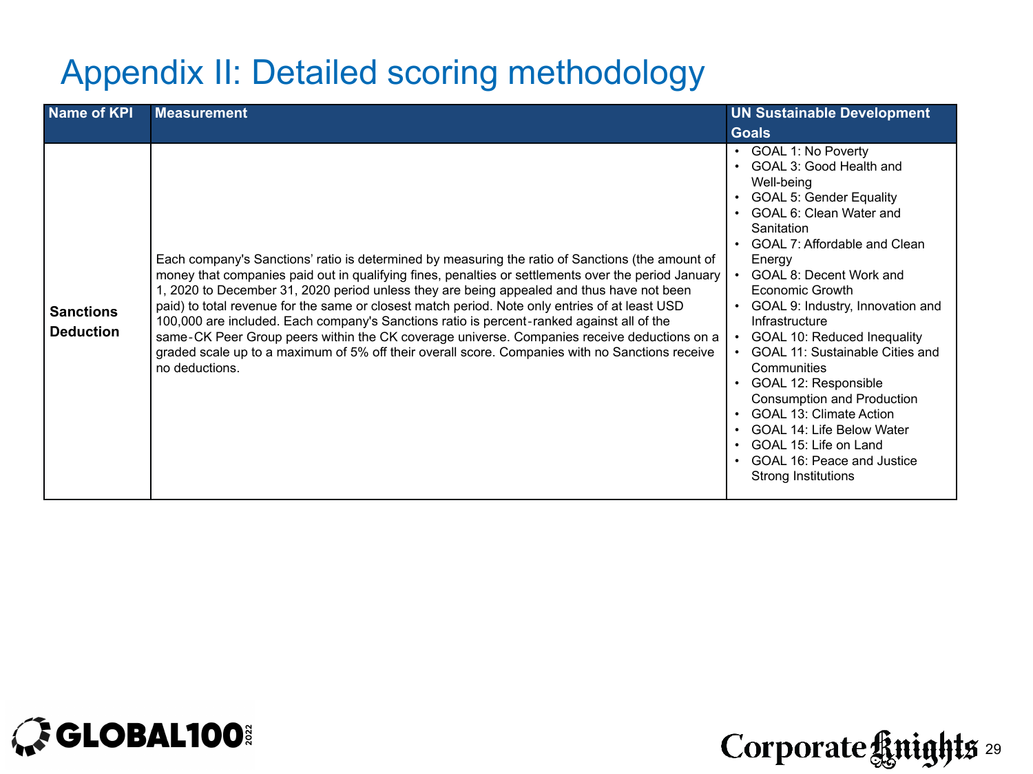# Appendix II: Detailed scoring methodology

| Name of KPI | Measurement | UN Sustainable Development Goals |
|---|---|---|
| **Sanctions Deduction** | Each company's Sanctions' ratio is determined by measuring the ratio of Sanctions (the amount of money that companies paid out in qualifying fines, penalties or settlements over the period January 1, 2020 to December 31, 2020 period unless they are being appealed and thus have not been paid) to total revenue for the same or closest match period. Note only entries of at least USD 100,000 are included. Each company's Sanctions ratio is percent-ranked against all of the same-CK Peer Group peers within the CK coverage universe. Companies receive deductions on a graded scale up to a maximum of 5% off their overall score. Companies with no Sanctions receive no deductions. | • GOAL 1: No Poverty<br>• GOAL 3: Good Health and Well-being<br>• GOAL 5: Gender Equality<br>• GOAL 6: Clean Water and Sanitation<br>• GOAL 7: Affordable and Clean Energy<br>• GOAL 8: Decent Work and Economic Growth<br>• GOAL 9: Industry, Innovation and Infrastructure<br>• GOAL 10: Reduced Inequality<br>• GOAL 11: Sustainable Cities and Communities<br>• GOAL 12: Responsible Consumption and Production<br>• GOAL 13: Climate Action<br>• GOAL 14: Life Below Water<br>• GOAL 15: Life on Land<br>• GOAL 16: Peace and Justice Strong Institutions |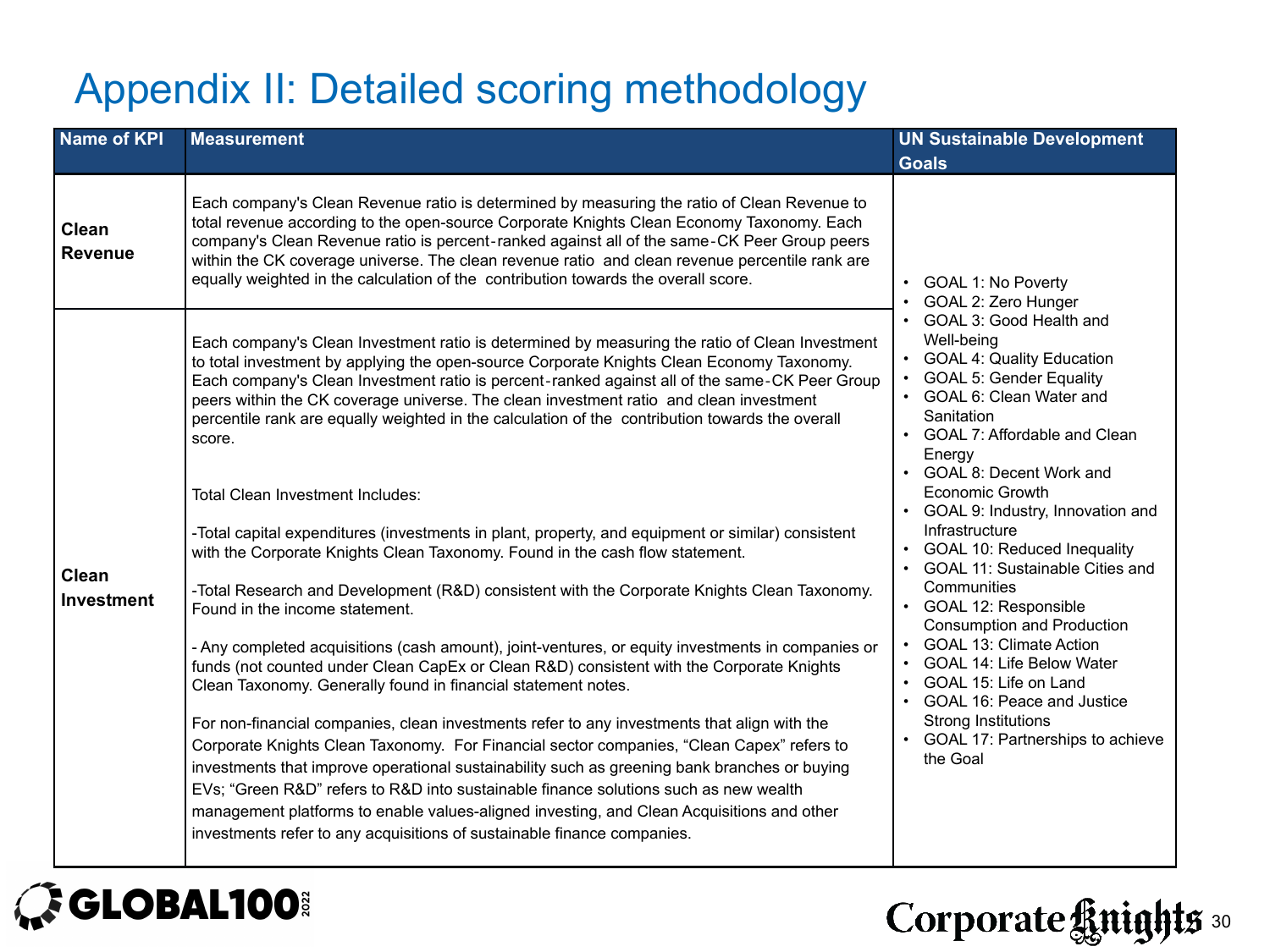# Appendix II: Detailed scoring methodology

| Name of KPI | Measurement | UN Sustainable Development Goals |
|---|---|---|
| **Clean Revenue** | Each company's Clean Revenue ratio is determined by measuring the ratio of Clean Revenue to total revenue according to the open-source Corporate Knights Clean Economy Taxonomy. Each company's Clean Revenue ratio is percent-ranked against all of the same-CK Peer Group peers within the CK coverage universe. The clean revenue ratio and clean revenue percentile rank are equally weighted in the calculation of the contribution towards the overall score. | • GOAL 1: No Poverty<br>• GOAL 2: Zero Hunger<br>• GOAL 3: Good Health and Well-being<br>• GOAL 4: Quality Education<br>• GOAL 5: Gender Equality<br>• GOAL 6: Clean Water and Sanitation<br>• GOAL 7: Affordable and Clean Energy<br>• GOAL 8: Decent Work and Economic Growth<br>• GOAL 9: Industry, Innovation and Infrastructure<br>• GOAL 10: Reduced Inequality<br>• GOAL 11: Sustainable Cities and Communities<br>• GOAL 12: Responsible Consumption and Production<br>• GOAL 13: Climate Action<br>• GOAL 14: Life Below Water<br>• GOAL 15: Life on Land<br>• GOAL 16: Peace and Justice Strong Institutions<br>• GOAL 17: Partnerships to achieve the Goal |
| **Clean Investment** | Each company's Clean Investment ratio is determined by measuring the ratio of Clean Investment to total investment by applying the open-source Corporate Knights Clean Economy Taxonomy. Each company's Clean Investment ratio is percent-ranked against all of the same-CK Peer Group peers within the CK coverage universe. The clean investment ratio and clean investment percentile rank are equally weighted in the calculation of the contribution towards the overall score.<br><br>Total Clean Investment Includes:<br><br>-Total capital expenditures (investments in plant, property, and equipment or similar) consistent with the Corporate Knights Clean Taxonomy. Found in the cash flow statement.<br><br>-Total Research and Development (R&D) consistent with the Corporate Knights Clean Taxonomy. Found in the income statement.<br><br>- Any completed acquisitions (cash amount), joint-ventures, or equity investments in companies or funds (not counted under Clean CapEx or Clean R&D) consistent with the Corporate Knights Clean Taxonomy. Generally found in financial statement notes.<br><br>For non-financial companies, clean investments refer to any investments that align with the Corporate Knights Clean Taxonomy. For Financial sector companies, "Clean Capex" refers to investments that improve operational sustainability such as greening bank branches or buying EVs; "Green R&D" refers to R&D into sustainable finance solutions such as new wealth management platforms to enable values-aligned investing, and Clean Acquisitions and other investments refer to any acquisitions of sustainable finance companies. | |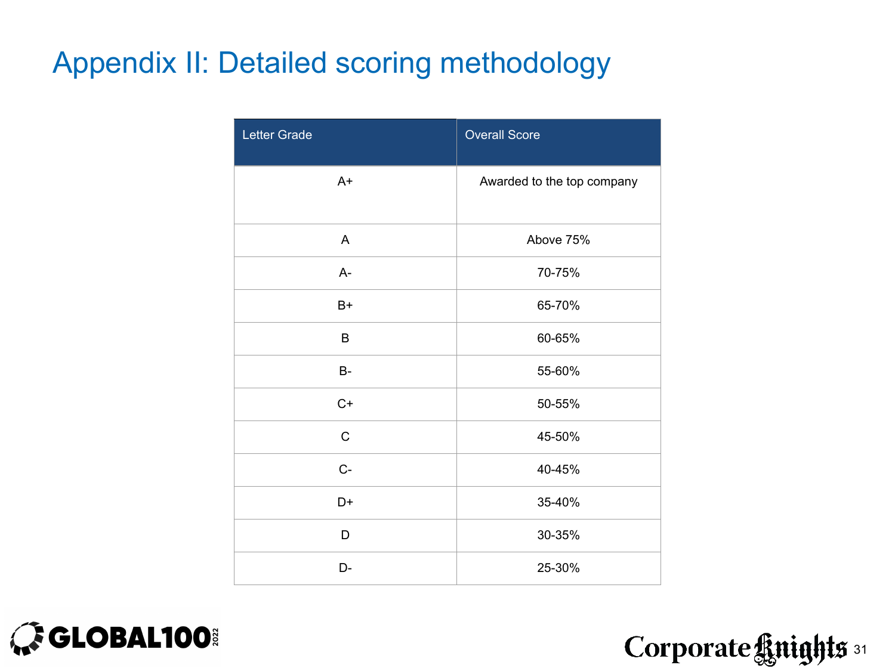# Appendix II: Detailed scoring methodology

| Letter Grade | Overall Score |
|---|---|
| A+ | Awarded to the top company |
| A | Above 75% |
| A- | 70-75% |
| B+ | 65-70% |
| B | 60-65% |
| B- | 55-60% |
| C+ | 50-55% |
| C | 45-50% |
| C- | 40-45% |
| D+ | 35-40% |
| D | 30-35% |
| D- | 25-30% |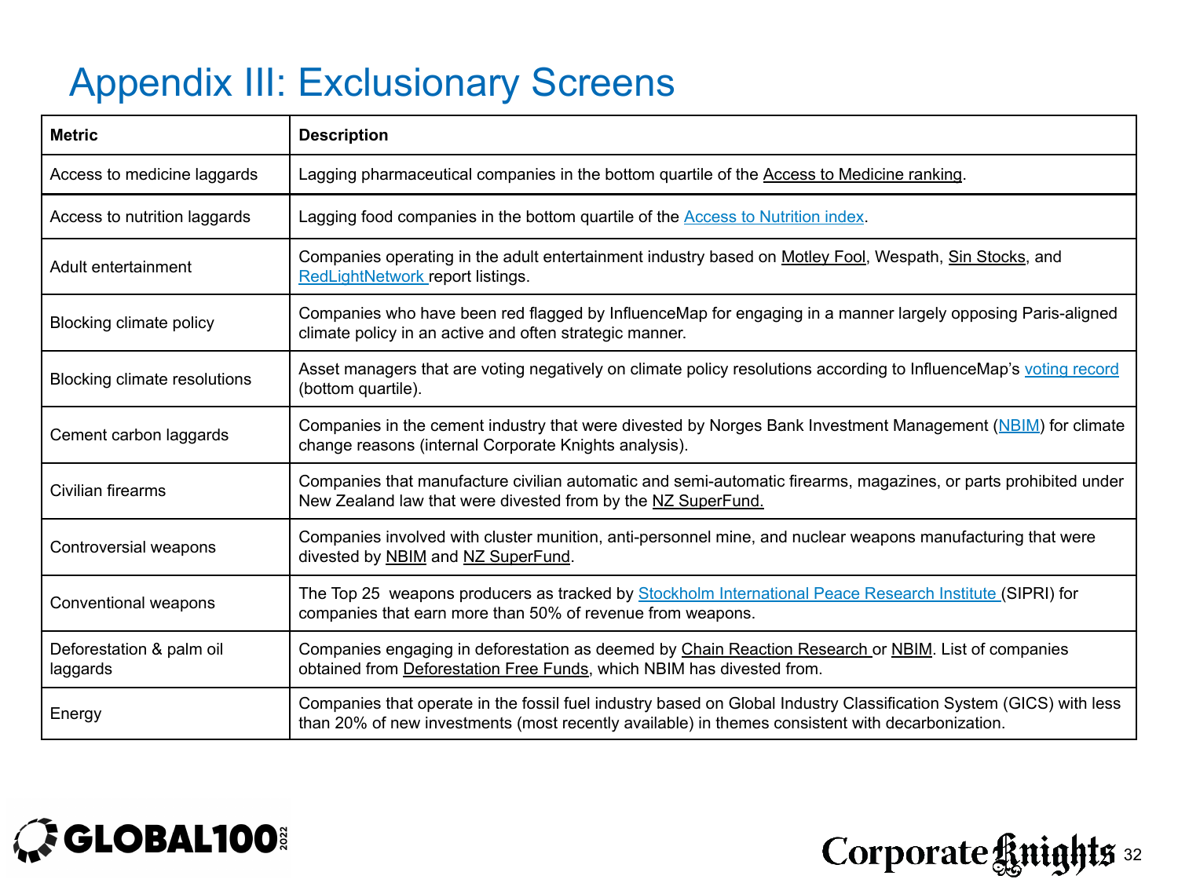# Appendix III: Exclusionary Screens

| Metric | Description |
|---|---|
| Access to medicine laggards | Lagging pharmaceutical companies in the bottom quartile of the Access to Medicine ranking. |
| Access to nutrition laggards | Lagging food companies in the bottom quartile of the Access to Nutrition index. |
| Adult entertainment | Companies operating in the adult entertainment industry based on Motley Fool, Wespath, Sin Stocks, and RedLightNetwork report listings. |
| Blocking climate policy | Companies who have been red flagged by InfluenceMap for engaging in a manner largely opposing Paris-aligned climate policy in an active and often strategic manner. |
| Blocking climate resolutions | Asset managers that are voting negatively on climate policy resolutions according to InfluenceMap's voting record (bottom quartile). |
| Cement carbon laggards | Companies in the cement industry that were divested by Norges Bank Investment Management (NBIM) for climate change reasons (internal Corporate Knights analysis). |
| Civilian firearms | Companies that manufacture civilian automatic and semi-automatic firearms, magazines, or parts prohibited under New Zealand law that were divested from by the NZ SuperFund. |
| Controversial weapons | Companies involved with cluster munition, anti-personnel mine, and nuclear weapons manufacturing that were divested by NBIM and NZ SuperFund. |
| Conventional weapons | The Top 25 weapons producers as tracked by Stockholm International Peace Research Institute (SIPRI) for companies that earn more than 50% of revenue from weapons. |
| Deforestation & palm oil laggards | Companies engaging in deforestation as deemed by Chain Reaction Research or NBIM. List of companies obtained from Deforestation Free Funds, which NBIM has divested from. |
| Energy | Companies that operate in the fossil fuel industry based on Global Industry Classification System (GICS) with less than 20% of new investments (most recently available) in themes consistent with decarbonization. |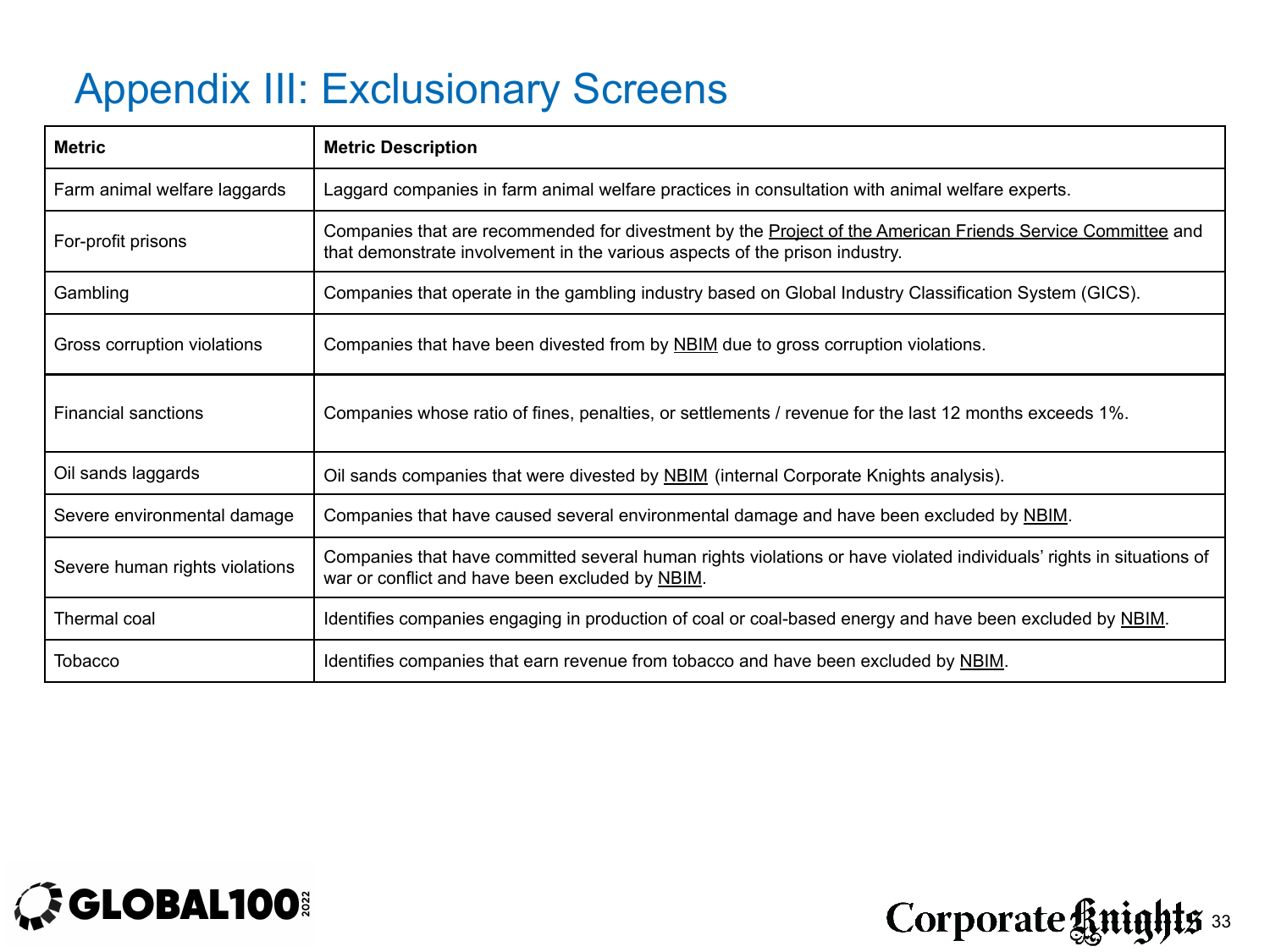# Appendix III: Exclusionary Screens

| Metric | Metric Description |
|---|---|
| Farm animal welfare laggards | Laggard companies in farm animal welfare practices in consultation with animal welfare experts. |
| For-profit prisons | Companies that are recommended for divestment by the Project of the American Friends Service Committee and that demonstrate involvement in the various aspects of the prison industry. |
| Gambling | Companies that operate in the gambling industry based on Global Industry Classification System (GICS). |
| Gross corruption violations | Companies that have been divested from by NBIM due to gross corruption violations. |
| Financial sanctions | Companies whose ratio of fines, penalties, or settlements / revenue for the last 12 months exceeds 1%. |
| Oil sands laggards | Oil sands companies that were divested by NBIM (internal Corporate Knights analysis). |
| Severe environmental damage | Companies that have caused several environmental damage and have been excluded by NBIM. |
| Severe human rights violations | Companies that have committed several human rights violations or have violated individuals' rights in situations of war or conflict and have been excluded by NBIM. |
| Thermal coal | Identifies companies engaging in production of coal or coal-based energy and have been excluded by NBIM. |
| Tobacco | Identifies companies that earn revenue from tobacco and have been excluded by NBIM. |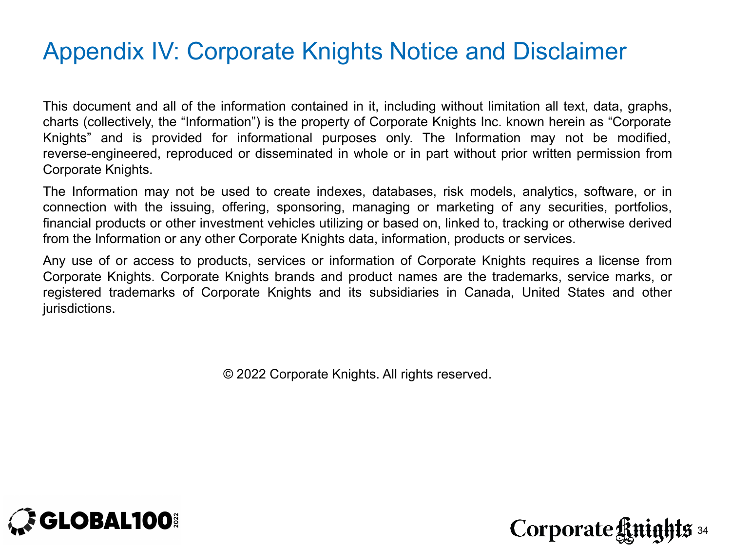# Appendix IV: Corporate Knights Notice and Disclaimer

This document and all of the information contained in it, including without limitation all text, data, graphs, charts (collectively, the "Information") is the property of Corporate Knights Inc. known herein as "Corporate Knights" and is provided for informational purposes only. The Information may not be modified, reverse-engineered, reproduced or disseminated in whole or in part without prior written permission from Corporate Knights.

The Information may not be used to create indexes, databases, risk models, analytics, software, or in connection with the issuing, offering, sponsoring, managing or marketing of any securities, portfolios, financial products or other investment vehicles utilizing or based on, linked to, tracking or otherwise derived from the Information or any other Corporate Knights data, information, products or services.

Any use of or access to products, services or information of Corporate Knights requires a license from Corporate Knights. Corporate Knights brands and product names are the trademarks, service marks, or registered trademarks of Corporate Knights and its subsidiaries in Canada, United States and other jurisdictions.

© 2022 Corporate Knights. All rights reserved.